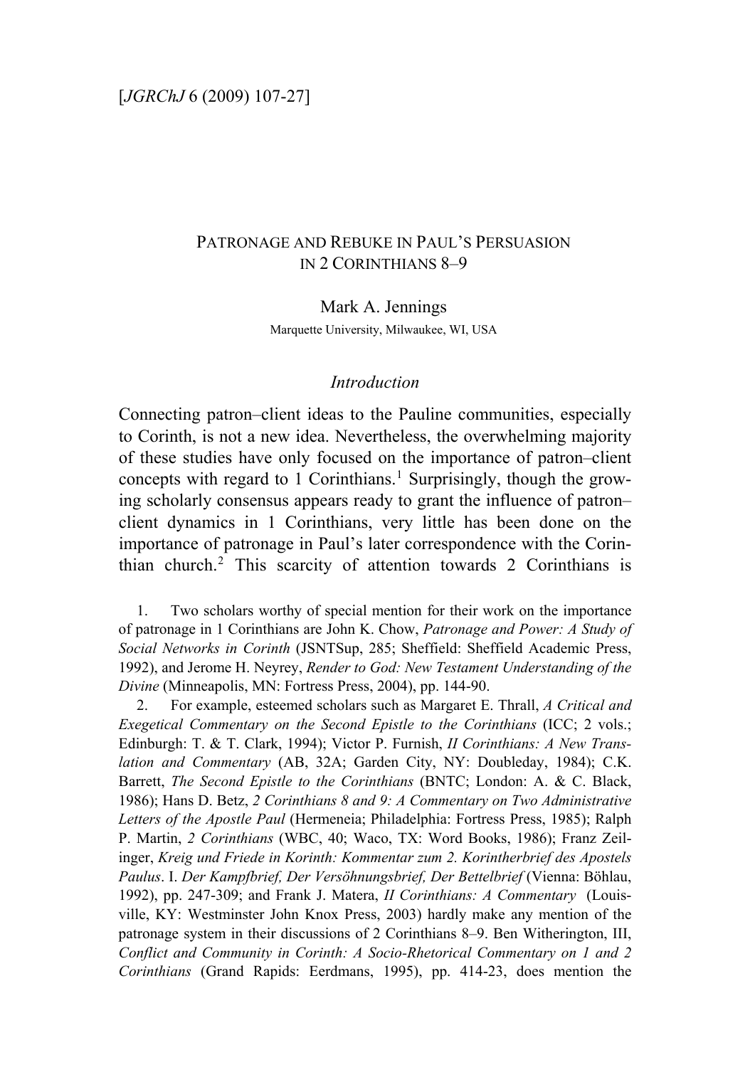# Patronage and Rebuke in Paul's Persuasion in 2 Corinthians 8–9

Mark A. Jennings
Marquette University, Milwaukee, WI, USA

## *Introduction*

Connecting patron–client ideas to the Pauline communities, especially to Corinth, is not a new idea. Nevertheless, the overwhelming majority of these studies have only focused on the importance of patron–client concepts with regard to 1 Corinthians.[1] Surprisingly, though the growing scholarly consensus appears ready to grant the influence of patron–client dynamics in 1 Corinthians, very little has been done on the importance of patronage in Paul's later correspondence with the Corinthian church.[2] This scarcity of attention towards 2 Corinthians is

1. Two scholars worthy of special mention for their work on the importance of patronage in 1 Corinthians are John K. Chow, *Patronage and Power: A Study of Social Networks in Corinth* (JSNTSup, 285; Sheffield: Sheffield Academic Press, 1992), and Jerome H. Neyrey, *Render to God: New Testament Understanding of the Divine* (Minneapolis, MN: Fortress Press, 2004), pp. 144-90.

2. For example, esteemed scholars such as Margaret E. Thrall, *A Critical and Exegetical Commentary on the Second Epistle to the Corinthians* (ICC; 2 vols.; Edinburgh: T. & T. Clark, 1994); Victor P. Furnish, *II Corinthians: A New Translation and Commentary* (AB, 32A; Garden City, NY: Doubleday, 1984); C.K. Barrett, *The Second Epistle to the Corinthians* (BNTC; London: A. & C. Black, 1986); Hans D. Betz, *2 Corinthians 8 and 9: A Commentary on Two Administrative Letters of the Apostle Paul* (Hermeneia; Philadelphia: Fortress Press, 1985); Ralph P. Martin, *2 Corinthians* (WBC, 40; Waco, TX: Word Books, 1986); Franz Zeilinger, *Kreig und Friede in Korinth: Kommentar zum 2. Korintherbrief des Apostels Paulus*. I. *Der Kampfbrief, Der Versöhnungsbrief, Der Bettelbrief* (Vienna: Böhlau, 1992), pp. 247-309; and Frank J. Matera, *II Corinthians: A Commentary* (Louisville, KY: Westminster John Knox Press, 2003) hardly make any mention of the patronage system in their discussions of 2 Corinthians 8–9. Ben Witherington, III, *Conflict and Community in Corinth: A Socio-Rhetorical Commentary on 1 and 2 Corinthians* (Grand Rapids: Eerdmans, 1995), pp. 414-23, does mention the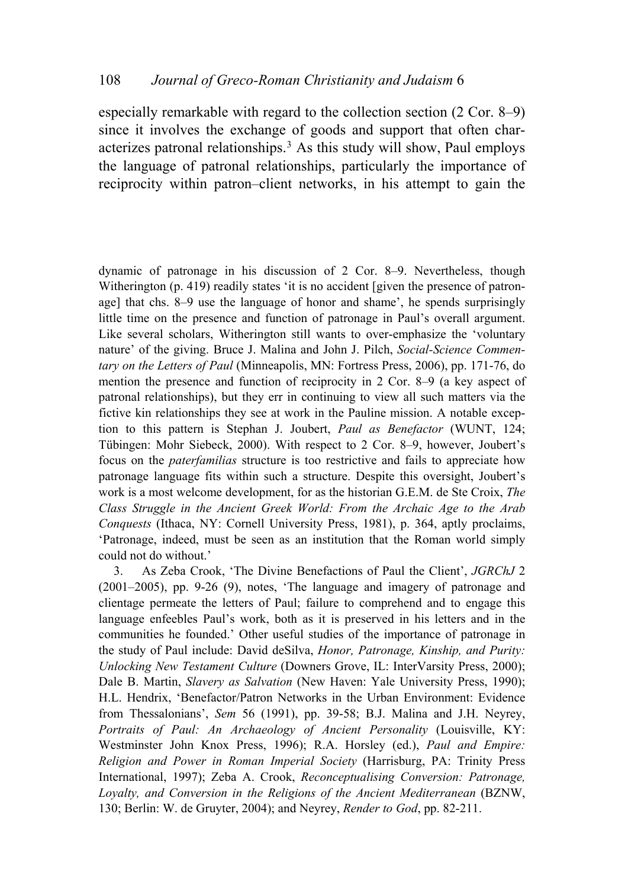especially remarkable with regard to the collection section (2 Cor. 8–9) since it involves the exchange of goods and support that often characterizes patronal relationships.[3] As this study will show, Paul employs the language of patronal relationships, particularly the importance of reciprocity within patron–client networks, in his attempt to gain the

dynamic of patronage in his discussion of 2 Cor. 8–9. Nevertheless, though Witherington (p. 419) readily states 'it is no accident [given the presence of patronage] that chs. 8–9 use the language of honor and shame', he spends surprisingly little time on the presence and function of patronage in Paul's overall argument. Like several scholars, Witherington still wants to over-emphasize the 'voluntary nature' of the giving. Bruce J. Malina and John J. Pilch, *Social-Science Commentary on the Letters of Paul* (Minneapolis, MN: Fortress Press, 2006), pp. 171-76, do mention the presence and function of reciprocity in 2 Cor. 8–9 (a key aspect of patronal relationships), but they err in continuing to view all such matters via the fictive kin relationships they see at work in the Pauline mission. A notable exception to this pattern is Stephan J. Joubert, *Paul as Benefactor* (WUNT, 124; Tübingen: Mohr Siebeck, 2000). With respect to 2 Cor. 8–9, however, Joubert's focus on the *paterfamilias* structure is too restrictive and fails to appreciate how patronage language fits within such a structure. Despite this oversight, Joubert's work is a most welcome development, for as the historian G.E.M. de Ste Croix, *The Class Struggle in the Ancient Greek World: From the Archaic Age to the Arab Conquests* (Ithaca, NY: Cornell University Press, 1981), p. 364, aptly proclaims, 'Patronage, indeed, must be seen as an institution that the Roman world simply could not do without.'

3. As Zeba Crook, 'The Divine Benefactions of Paul the Client', *JGRChJ* 2 (2001–2005), pp. 9-26 (9), notes, 'The language and imagery of patronage and clientage permeate the letters of Paul; failure to comprehend and to engage this language enfeebles Paul's work, both as it is preserved in his letters and in the communities he founded.' Other useful studies of the importance of patronage in the study of Paul include: David deSilva, *Honor, Patronage, Kinship, and Purity: Unlocking New Testament Culture* (Downers Grove, IL: InterVarsity Press, 2000); Dale B. Martin, *Slavery as Salvation* (New Haven: Yale University Press, 1990); H.L. Hendrix, 'Benefactor/Patron Networks in the Urban Environment: Evidence from Thessalonians', *Sem* 56 (1991), pp. 39-58; B.J. Malina and J.H. Neyrey, *Portraits of Paul: An Archaeology of Ancient Personality* (Louisville, KY: Westminster John Knox Press, 1996); R.A. Horsley (ed.), *Paul and Empire: Religion and Power in Roman Imperial Society* (Harrisburg, PA: Trinity Press International, 1997); Zeba A. Crook, *Reconceptualising Conversion: Patronage, Loyalty, and Conversion in the Religions of the Ancient Mediterranean* (BZNW, 130; Berlin: W. de Gruyter, 2004); and Neyrey, *Render to God*, pp. 82-211.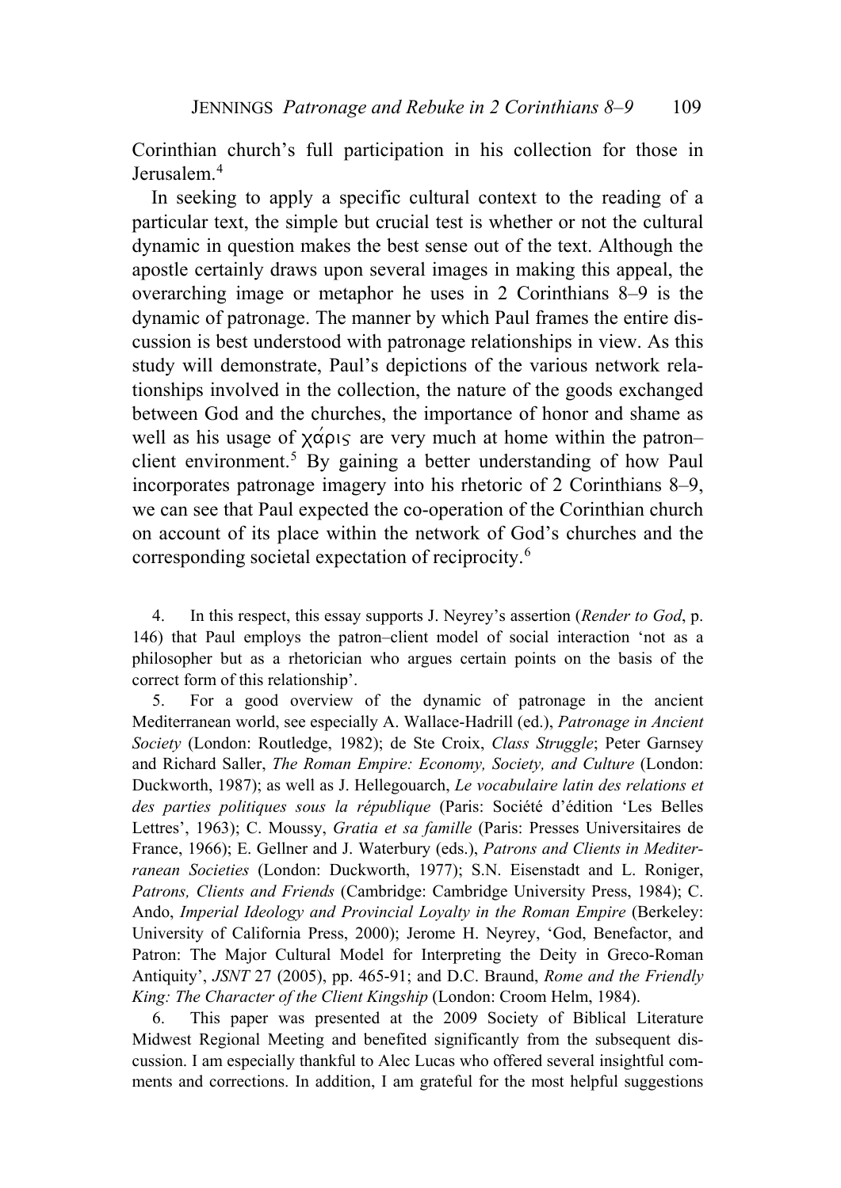Corinthian church's full participation in his collection for those in Jerusalem.[4]

In seeking to apply a specific cultural context to the reading of a particular text, the simple but crucial test is whether or not the cultural dynamic in question makes the best sense out of the text. Although the apostle certainly draws upon several images in making this appeal, the overarching image or metaphor he uses in 2 Corinthians 8–9 is the dynamic of patronage. The manner by which Paul frames the entire discussion is best understood with patronage relationships in view. As this study will demonstrate, Paul's depictions of the various network relationships involved in the collection, the nature of the goods exchanged between God and the churches, the importance of honor and shame as well as his usage of χάρις are very much at home within the patron–client environment.[5] By gaining a better understanding of how Paul incorporates patronage imagery into his rhetoric of 2 Corinthians 8–9, we can see that Paul expected the co-operation of the Corinthian church on account of its place within the network of God's churches and the corresponding societal expectation of reciprocity.[6]

4. In this respect, this essay supports J. Neyrey's assertion (*Render to God*, p. 146) that Paul employs the patron–client model of social interaction 'not as a philosopher but as a rhetorician who argues certain points on the basis of the correct form of this relationship'.

5. For a good overview of the dynamic of patronage in the ancient Mediterranean world, see especially A. Wallace-Hadrill (ed.), *Patronage in Ancient Society* (London: Routledge, 1982); de Ste Croix, *Class Struggle*; Peter Garnsey and Richard Saller, *The Roman Empire: Economy, Society, and Culture* (London: Duckworth, 1987); as well as J. Hellegouarch, *Le vocabulaire latin des relations et des parties politiques sous la république* (Paris: Société d'édition 'Les Belles Lettres', 1963); C. Moussy, *Gratia et sa famille* (Paris: Presses Universitaires de France, 1966); E. Gellner and J. Waterbury (eds.), *Patrons and Clients in Mediterranean Societies* (London: Duckworth, 1977); S.N. Eisenstadt and L. Roniger, *Patrons, Clients and Friends* (Cambridge: Cambridge University Press, 1984); C. Ando, *Imperial Ideology and Provincial Loyalty in the Roman Empire* (Berkeley: University of California Press, 2000); Jerome H. Neyrey, 'God, Benefactor, and Patron: The Major Cultural Model for Interpreting the Deity in Greco-Roman Antiquity', *JSNT* 27 (2005), pp. 465-91; and D.C. Braund, *Rome and the Friendly King: The Character of the Client Kingship* (London: Croom Helm, 1984).

6. This paper was presented at the 2009 Society of Biblical Literature Midwest Regional Meeting and benefited significantly from the subsequent discussion. I am especially thankful to Alec Lucas who offered several insightful comments and corrections. In addition, I am grateful for the most helpful suggestions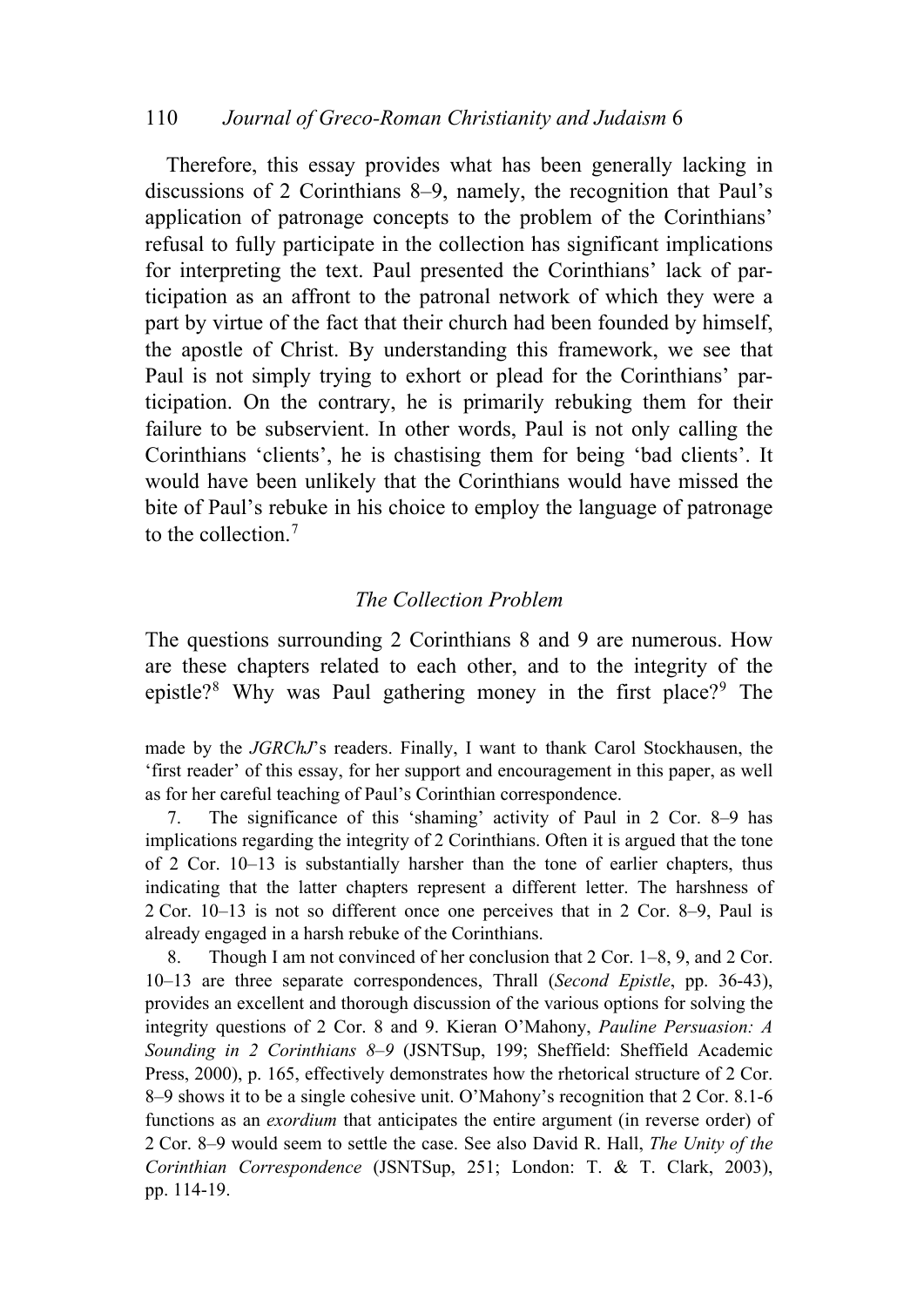Therefore, this essay provides what has been generally lacking in discussions of 2 Corinthians 8–9, namely, the recognition that Paul's application of patronage concepts to the problem of the Corinthians' refusal to fully participate in the collection has significant implications for interpreting the text. Paul presented the Corinthians' lack of participation as an affront to the patronal network of which they were a part by virtue of the fact that their church had been founded by himself, the apostle of Christ. By understanding this framework, we see that Paul is not simply trying to exhort or plead for the Corinthians' participation. On the contrary, he is primarily rebuking them for their failure to be subservient. In other words, Paul is not only calling the Corinthians 'clients', he is chastising them for being 'bad clients'. It would have been unlikely that the Corinthians would have missed the bite of Paul's rebuke in his choice to employ the language of patronage to the collection.[7]

### *The Collection Problem*

The questions surrounding 2 Corinthians 8 and 9 are numerous. How are these chapters related to each other, and to the integrity of the epistle?[8] Why was Paul gathering money in the first place?[9] The

made by the *JGRChJ*'s readers. Finally, I want to thank Carol Stockhausen, the 'first reader' of this essay, for her support and encouragement in this paper, as well as for her careful teaching of Paul's Corinthian correspondence.

7. The significance of this 'shaming' activity of Paul in 2 Cor. 8–9 has implications regarding the integrity of 2 Corinthians. Often it is argued that the tone of 2 Cor. 10–13 is substantially harsher than the tone of earlier chapters, thus indicating that the latter chapters represent a different letter. The harshness of 2 Cor. 10–13 is not so different once one perceives that in 2 Cor. 8–9, Paul is already engaged in a harsh rebuke of the Corinthians.

8. Though I am not convinced of her conclusion that 2 Cor. 1–8, 9, and 2 Cor. 10–13 are three separate correspondences, Thrall (*Second Epistle*, pp. 36-43), provides an excellent and thorough discussion of the various options for solving the integrity questions of 2 Cor. 8 and 9. Kieran O'Mahony, *Pauline Persuasion: A Sounding in 2 Corinthians 8–9* (JSNTSup, 199; Sheffield: Sheffield Academic Press, 2000), p. 165, effectively demonstrates how the rhetorical structure of 2 Cor. 8–9 shows it to be a single cohesive unit. O'Mahony's recognition that 2 Cor. 8.1-6 functions as an *exordium* that anticipates the entire argument (in reverse order) of 2 Cor. 8–9 would seem to settle the case. See also David R. Hall, *The Unity of the Corinthian Correspondence* (JSNTSup, 251; London: T. & T. Clark, 2003), pp. 114-19.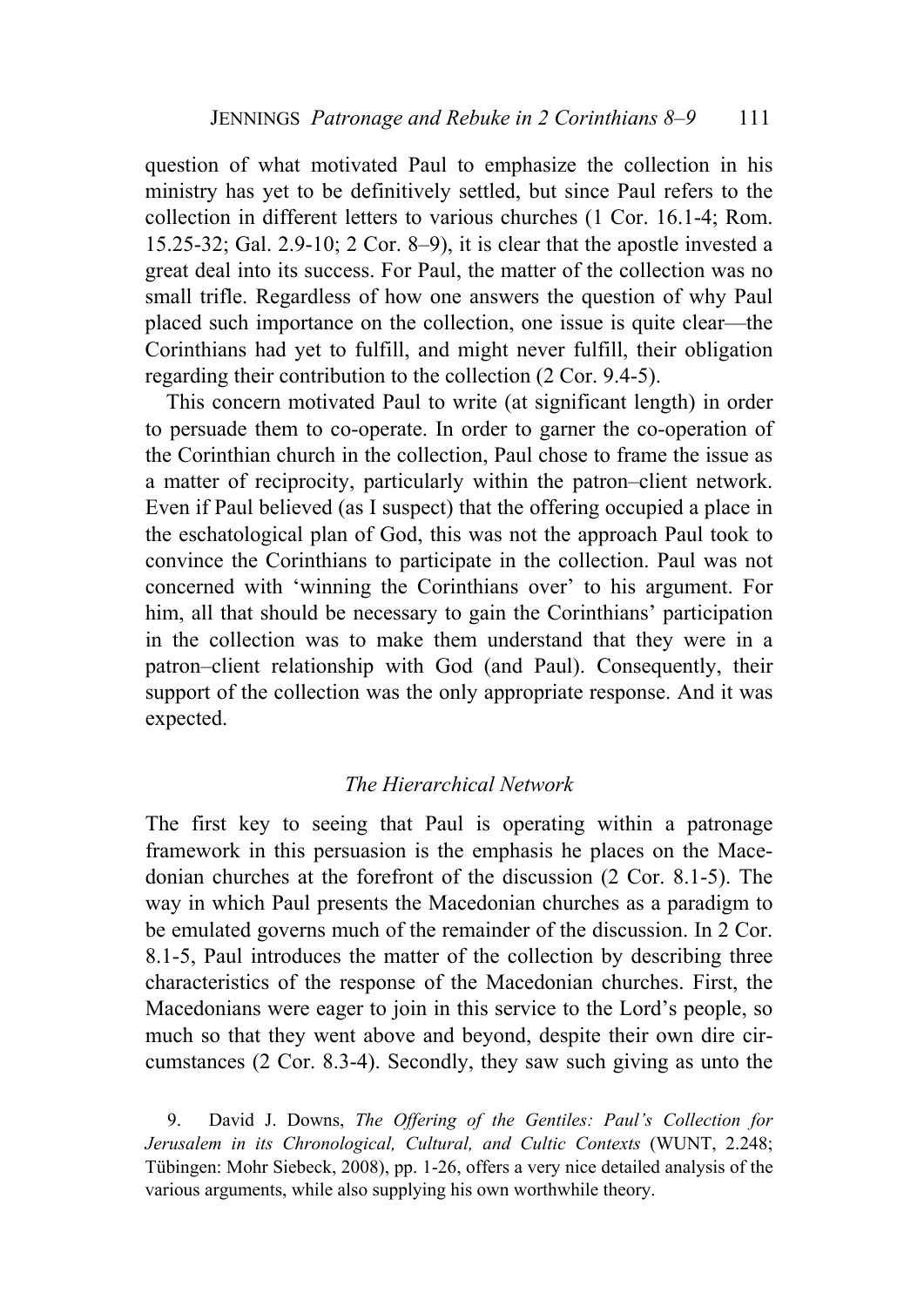question of what motivated Paul to emphasize the collection in his ministry has yet to be definitively settled, but since Paul refers to the collection in different letters to various churches (1 Cor. 16.1-4; Rom. 15.25-32; Gal. 2.9-10; 2 Cor. 8–9), it is clear that the apostle invested a great deal into its success. For Paul, the matter of the collection was no small trifle. Regardless of how one answers the question of why Paul placed such importance on the collection, one issue is quite clear—the Corinthians had yet to fulfill, and might never fulfill, their obligation regarding their contribution to the collection (2 Cor. 9.4-5).

This concern motivated Paul to write (at significant length) in order to persuade them to co-operate. In order to garner the co-operation of the Corinthian church in the collection, Paul chose to frame the issue as a matter of reciprocity, particularly within the patron–client network. Even if Paul believed (as I suspect) that the offering occupied a place in the eschatological plan of God, this was not the approach Paul took to convince the Corinthians to participate in the collection. Paul was not concerned with 'winning the Corinthians over' to his argument. For him, all that should be necessary to gain the Corinthians' participation in the collection was to make them understand that they were in a patron–client relationship with God (and Paul). Consequently, their support of the collection was the only appropriate response. And it was expected.

### *The Hierarchical Network*

The first key to seeing that Paul is operating within a patronage framework in this persuasion is the emphasis he places on the Macedonian churches at the forefront of the discussion (2 Cor. 8.1-5). The way in which Paul presents the Macedonian churches as a paradigm to be emulated governs much of the remainder of the discussion. In 2 Cor. 8.1-5, Paul introduces the matter of the collection by describing three characteristics of the response of the Macedonian churches. First, the Macedonians were eager to join in this service to the Lord's people, so much so that they went above and beyond, despite their own dire circumstances (2 Cor. 8.3-4). Secondly, they saw such giving as unto the

9. David J. Downs, *The Offering of the Gentiles: Paul's Collection for Jerusalem in its Chronological, Cultural, and Cultic Contexts* (WUNT, 2.248; Tübingen: Mohr Siebeck, 2008), pp. 1-26, offers a very nice detailed analysis of the various arguments, while also supplying his own worthwhile theory.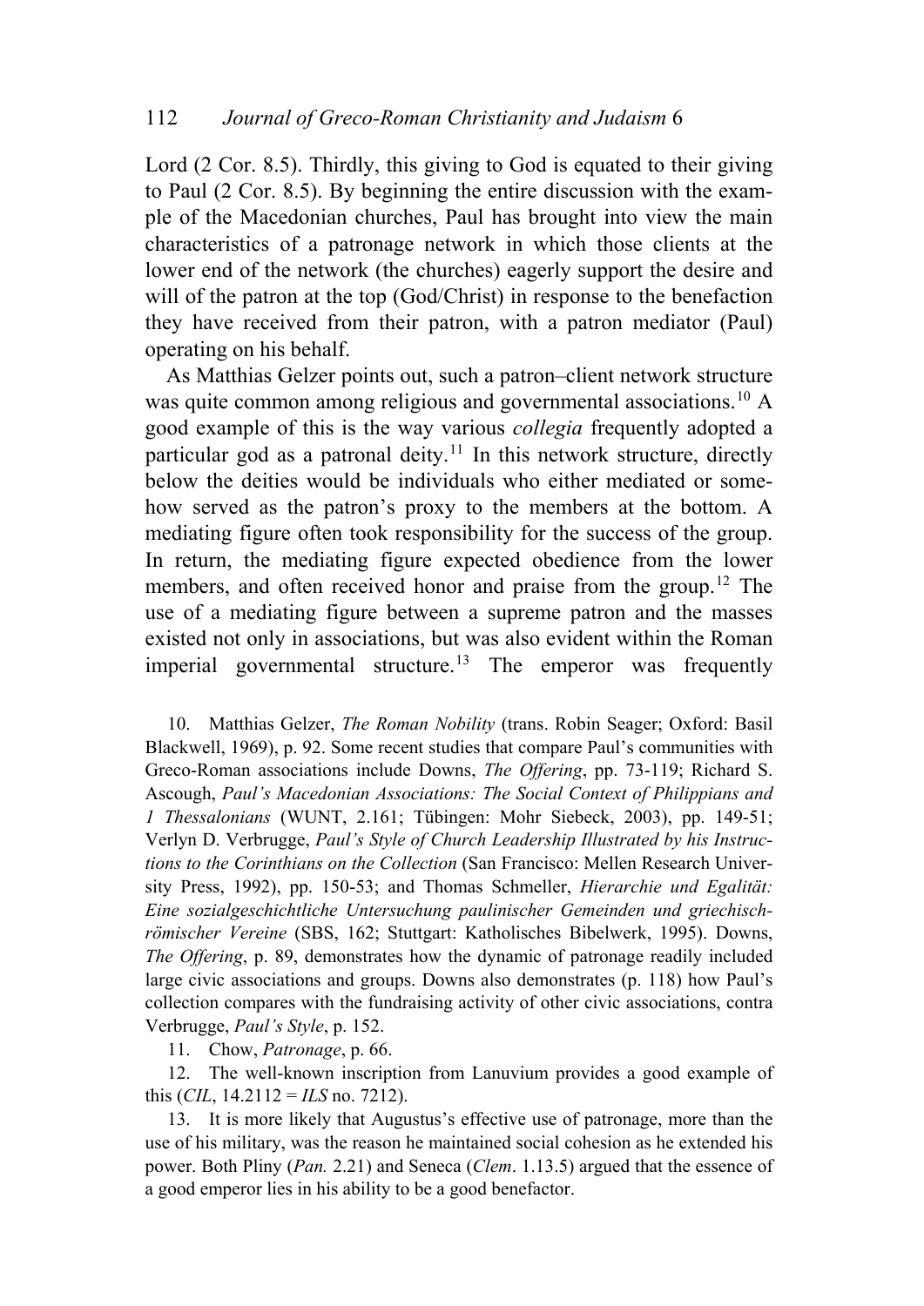Lord (2 Cor. 8.5). Thirdly, this giving to God is equated to their giving to Paul (2 Cor. 8.5). By beginning the entire discussion with the example of the Macedonian churches, Paul has brought into view the main characteristics of a patronage network in which those clients at the lower end of the network (the churches) eagerly support the desire and will of the patron at the top (God/Christ) in response to the benefaction they have received from their patron, with a patron mediator (Paul) operating on his behalf.

As Matthias Gelzer points out, such a patron–client network structure was quite common among religious and governmental associations.[10] A good example of this is the way various *collegia* frequently adopted a particular god as a patronal deity.[11] In this network structure, directly below the deities would be individuals who either mediated or somehow served as the patron's proxy to the members at the bottom. A mediating figure often took responsibility for the success of the group. In return, the mediating figure expected obedience from the lower members, and often received honor and praise from the group.[12] The use of a mediating figure between a supreme patron and the masses existed not only in associations, but was also evident within the Roman imperial governmental structure.[13] The emperor was frequently

10. Matthias Gelzer, *The Roman Nobility* (trans. Robin Seager; Oxford: Basil Blackwell, 1969), p. 92. Some recent studies that compare Paul's communities with Greco-Roman associations include Downs, *The Offering*, pp. 73-119; Richard S. Ascough, *Paul's Macedonian Associations: The Social Context of Philippians and 1 Thessalonians* (WUNT, 2.161; Tübingen: Mohr Siebeck, 2003), pp. 149-51; Verlyn D. Verbrugge, *Paul's Style of Church Leadership Illustrated by his Instructions to the Corinthians on the Collection* (San Francisco: Mellen Research University Press, 1992), pp. 150-53; and Thomas Schmeller, *Hierarchie und Egalität: Eine sozialgeschichtliche Untersuchung paulinischer Gemeinden und griechisch-römischer Vereine* (SBS, 162; Stuttgart: Katholisches Bibelwerk, 1995). Downs, *The Offering*, p. 89, demonstrates how the dynamic of patronage readily included large civic associations and groups. Downs also demonstrates (p. 118) how Paul's collection compares with the fundraising activity of other civic associations, contra Verbrugge, *Paul's Style*, p. 152.

11. Chow, *Patronage*, p. 66.

12. The well-known inscription from Lanuvium provides a good example of this (*CIL*, 14.2112 = *ILS* no. 7212).

13. It is more likely that Augustus's effective use of patronage, more than the use of his military, was the reason he maintained social cohesion as he extended his power. Both Pliny (*Pan.* 2.21) and Seneca (*Clem*. 1.13.5) argued that the essence of a good emperor lies in his ability to be a good benefactor.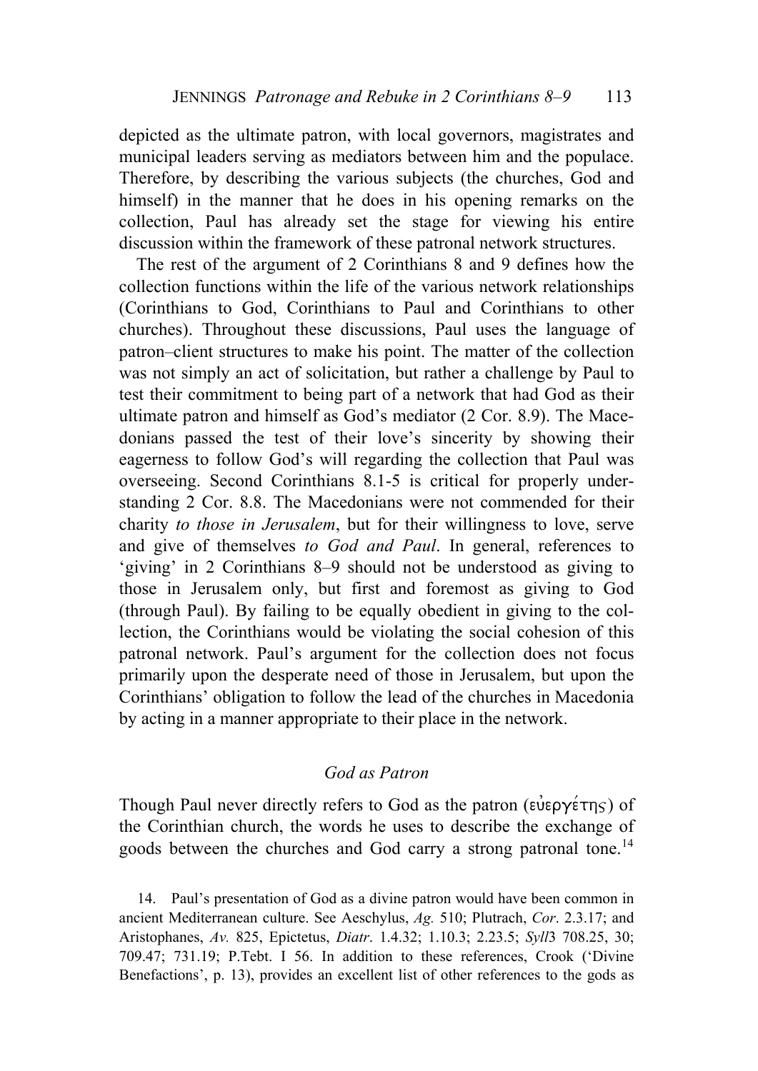depicted as the ultimate patron, with local governors, magistrates and municipal leaders serving as mediators between him and the populace. Therefore, by describing the various subjects (the churches, God and himself) in the manner that he does in his opening remarks on the collection, Paul has already set the stage for viewing his entire discussion within the framework of these patronal network structures.

The rest of the argument of 2 Corinthians 8 and 9 defines how the collection functions within the life of the various network relationships (Corinthians to God, Corinthians to Paul and Corinthians to other churches). Throughout these discussions, Paul uses the language of patron–client structures to make his point. The matter of the collection was not simply an act of solicitation, but rather a challenge by Paul to test their commitment to being part of a network that had God as their ultimate patron and himself as God's mediator (2 Cor. 8.9). The Macedonians passed the test of their love's sincerity by showing their eagerness to follow God's will regarding the collection that Paul was overseeing. Second Corinthians 8.1-5 is critical for properly understanding 2 Cor. 8.8. The Macedonians were not commended for their charity *to those in Jerusalem*, but for their willingness to love, serve and give of themselves *to God and Paul*. In general, references to 'giving' in 2 Corinthians 8–9 should not be understood as giving to those in Jerusalem only, but first and foremost as giving to God (through Paul). By failing to be equally obedient in giving to the collection, the Corinthians would be violating the social cohesion of this patronal network. Paul's argument for the collection does not focus primarily upon the desperate need of those in Jerusalem, but upon the Corinthians' obligation to follow the lead of the churches in Macedonia by acting in a manner appropriate to their place in the network.

### *God as Patron*

Though Paul never directly refers to God as the patron (εὐεργέτης) of the Corinthian church, the words he uses to describe the exchange of goods between the churches and God carry a strong patronal tone.[14]

14. Paul's presentation of God as a divine patron would have been common in ancient Mediterranean culture. See Aeschylus, *Ag.* 510; Plutrach, *Cor*. 2.3.17; and Aristophanes, *Av.* 825, Epictetus, *Diatr*. 1.4.32; 1.10.3; 2.23.5; *Syll*3 708.25, 30; 709.47; 731.19; P.Tebt. I 56. In addition to these references, Crook ('Divine Benefactions', p. 13), provides an excellent list of other references to the gods as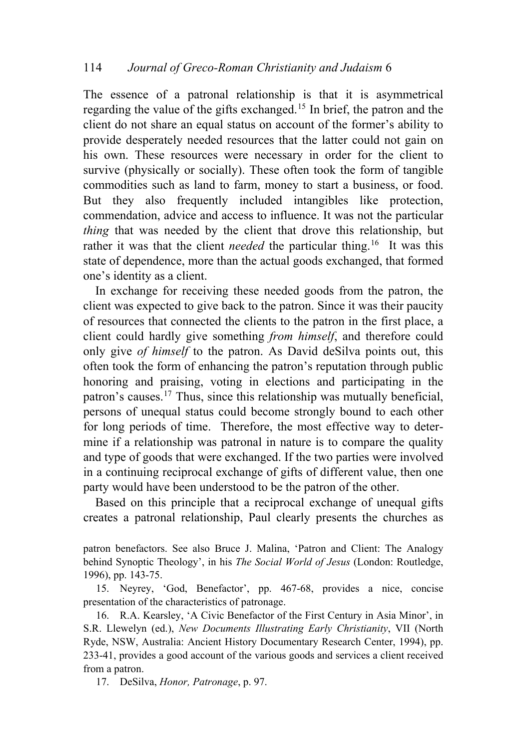The essence of a patronal relationship is that it is asymmetrical regarding the value of the gifts exchanged.[15] In brief, the patron and the client do not share an equal status on account of the former's ability to provide desperately needed resources that the latter could not gain on his own. These resources were necessary in order for the client to survive (physically or socially). These often took the form of tangible commodities such as land to farm, money to start a business, or food. But they also frequently included intangibles like protection, commendation, advice and access to influence. It was not the particular *thing* that was needed by the client that drove this relationship, but rather it was that the client *needed* the particular thing.[16] It was this state of dependence, more than the actual goods exchanged, that formed one's identity as a client.

In exchange for receiving these needed goods from the patron, the client was expected to give back to the patron. Since it was their paucity of resources that connected the clients to the patron in the first place, a client could hardly give something *from himself*, and therefore could only give *of himself* to the patron. As David deSilva points out, this often took the form of enhancing the patron's reputation through public honoring and praising, voting in elections and participating in the patron's causes.[17] Thus, since this relationship was mutually beneficial, persons of unequal status could become strongly bound to each other for long periods of time. Therefore, the most effective way to determine if a relationship was patronal in nature is to compare the quality and type of goods that were exchanged. If the two parties were involved in a continuing reciprocal exchange of gifts of different value, then one party would have been understood to be the patron of the other.

Based on this principle that a reciprocal exchange of unequal gifts creates a patronal relationship, Paul clearly presents the churches as

patron benefactors. See also Bruce J. Malina, 'Patron and Client: The Analogy behind Synoptic Theology', in his *The Social World of Jesus* (London: Routledge, 1996), pp. 143-75.

15. Neyrey, 'God, Benefactor', pp. 467-68, provides a nice, concise presentation of the characteristics of patronage.

16. R.A. Kearsley, 'A Civic Benefactor of the First Century in Asia Minor', in S.R. Llewelyn (ed.), *New Documents Illustrating Early Christianity*, VII (North Ryde, NSW, Australia: Ancient History Documentary Research Center, 1994), pp. 233-41, provides a good account of the various goods and services a client received from a patron.

17. DeSilva, *Honor, Patronage*, p. 97.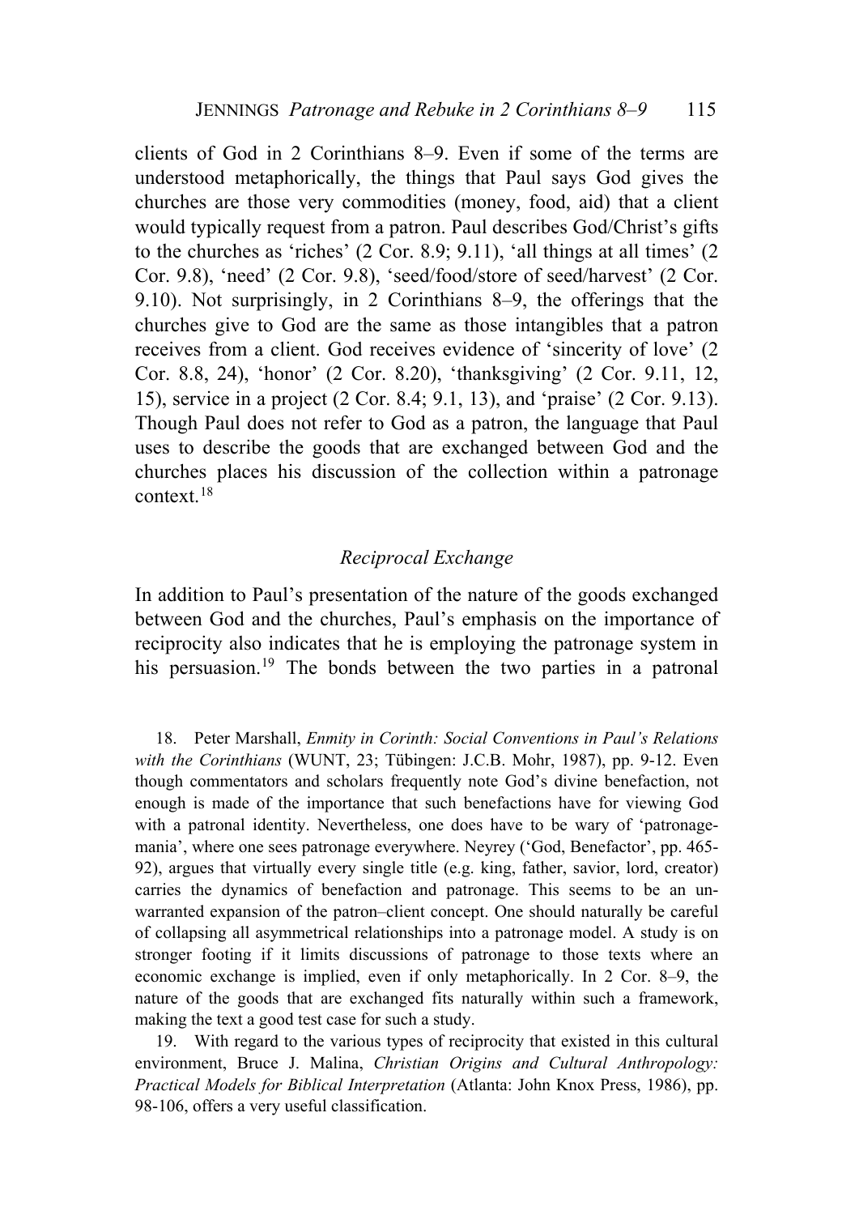clients of God in 2 Corinthians 8–9. Even if some of the terms are understood metaphorically, the things that Paul says God gives the churches are those very commodities (money, food, aid) that a client would typically request from a patron. Paul describes God/Christ's gifts to the churches as 'riches' (2 Cor. 8.9; 9.11), 'all things at all times' (2 Cor. 9.8), 'need' (2 Cor. 9.8), 'seed/food/store of seed/harvest' (2 Cor. 9.10). Not surprisingly, in 2 Corinthians 8–9, the offerings that the churches give to God are the same as those intangibles that a patron receives from a client. God receives evidence of 'sincerity of love' (2 Cor. 8.8, 24), 'honor' (2 Cor. 8.20), 'thanksgiving' (2 Cor. 9.11, 12, 15), service in a project (2 Cor. 8.4; 9.1, 13), and 'praise' (2 Cor. 9.13). Though Paul does not refer to God as a patron, the language that Paul uses to describe the goods that are exchanged between God and the churches places his discussion of the collection within a patronage context.[18]

### *Reciprocal Exchange*

In addition to Paul's presentation of the nature of the goods exchanged between God and the churches, Paul's emphasis on the importance of reciprocity also indicates that he is employing the patronage system in his persuasion.[19] The bonds between the two parties in a patronal

18. Peter Marshall, *Enmity in Corinth: Social Conventions in Paul's Relations with the Corinthians* (WUNT, 23; Tübingen: J.C.B. Mohr, 1987), pp. 9-12. Even though commentators and scholars frequently note God's divine benefaction, not enough is made of the importance that such benefactions have for viewing God with a patronal identity. Nevertheless, one does have to be wary of 'patronage-mania', where one sees patronage everywhere. Neyrey ('God, Benefactor', pp. 465-92), argues that virtually every single title (e.g. king, father, savior, lord, creator) carries the dynamics of benefaction and patronage. This seems to be an unwarranted expansion of the patron–client concept. One should naturally be careful of collapsing all asymmetrical relationships into a patronage model. A study is on stronger footing if it limits discussions of patronage to those texts where an economic exchange is implied, even if only metaphorically. In 2 Cor. 8–9, the nature of the goods that are exchanged fits naturally within such a framework, making the text a good test case for such a study.

19. With regard to the various types of reciprocity that existed in this cultural environment, Bruce J. Malina, *Christian Origins and Cultural Anthropology: Practical Models for Biblical Interpretation* (Atlanta: John Knox Press, 1986), pp. 98-106, offers a very useful classification.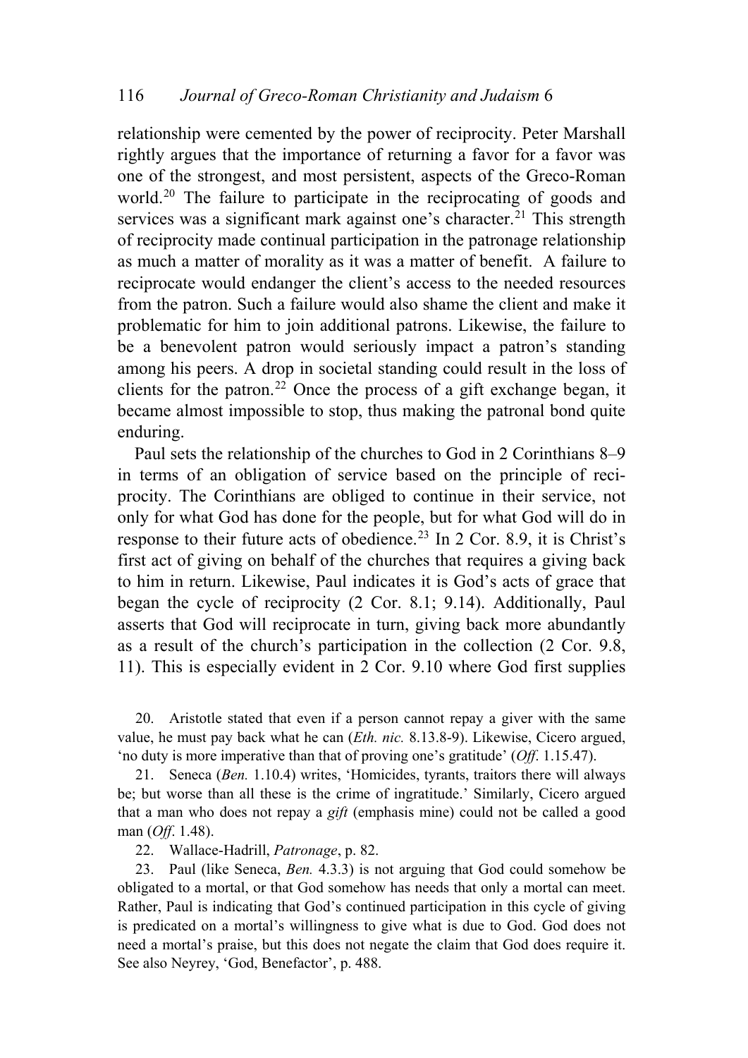relationship were cemented by the power of reciprocity. Peter Marshall rightly argues that the importance of returning a favor for a favor was one of the strongest, and most persistent, aspects of the Greco-Roman world.[20] The failure to participate in the reciprocating of goods and services was a significant mark against one's character.[21] This strength of reciprocity made continual participation in the patronage relationship as much a matter of morality as it was a matter of benefit. A failure to reciprocate would endanger the client's access to the needed resources from the patron. Such a failure would also shame the client and make it problematic for him to join additional patrons. Likewise, the failure to be a benevolent patron would seriously impact a patron's standing among his peers. A drop in societal standing could result in the loss of clients for the patron.[22] Once the process of a gift exchange began, it became almost impossible to stop, thus making the patronal bond quite enduring.

Paul sets the relationship of the churches to God in 2 Corinthians 8–9 in terms of an obligation of service based on the principle of reciprocity. The Corinthians are obliged to continue in their service, not only for what God has done for the people, but for what God will do in response to their future acts of obedience.[23] In 2 Cor. 8.9, it is Christ's first act of giving on behalf of the churches that requires a giving back to him in return. Likewise, Paul indicates it is God's acts of grace that began the cycle of reciprocity (2 Cor. 8.1; 9.14). Additionally, Paul asserts that God will reciprocate in turn, giving back more abundantly as a result of the church's participation in the collection (2 Cor. 9.8, 11). This is especially evident in 2 Cor. 9.10 where God first supplies

20. Aristotle stated that even if a person cannot repay a giver with the same value, he must pay back what he can (*Eth. nic.* 8.13.8-9). Likewise, Cicero argued, 'no duty is more imperative than that of proving one's gratitude' (*Off.* 1.15.47).

21. Seneca (*Ben.* 1.10.4) writes, 'Homicides, tyrants, traitors there will always be; but worse than all these is the crime of ingratitude.' Similarly, Cicero argued that a man who does not repay a *gift* (emphasis mine) could not be called a good man (*Off.* 1.48).

22. Wallace-Hadrill, *Patronage*, p. 82.

23. Paul (like Seneca, *Ben.* 4.3.3) is not arguing that God could somehow be obligated to a mortal, or that God somehow has needs that only a mortal can meet. Rather, Paul is indicating that God's continued participation in this cycle of giving is predicated on a mortal's willingness to give what is due to God. God does not need a mortal's praise, but this does not negate the claim that God does require it. See also Neyrey, 'God, Benefactor', p. 488.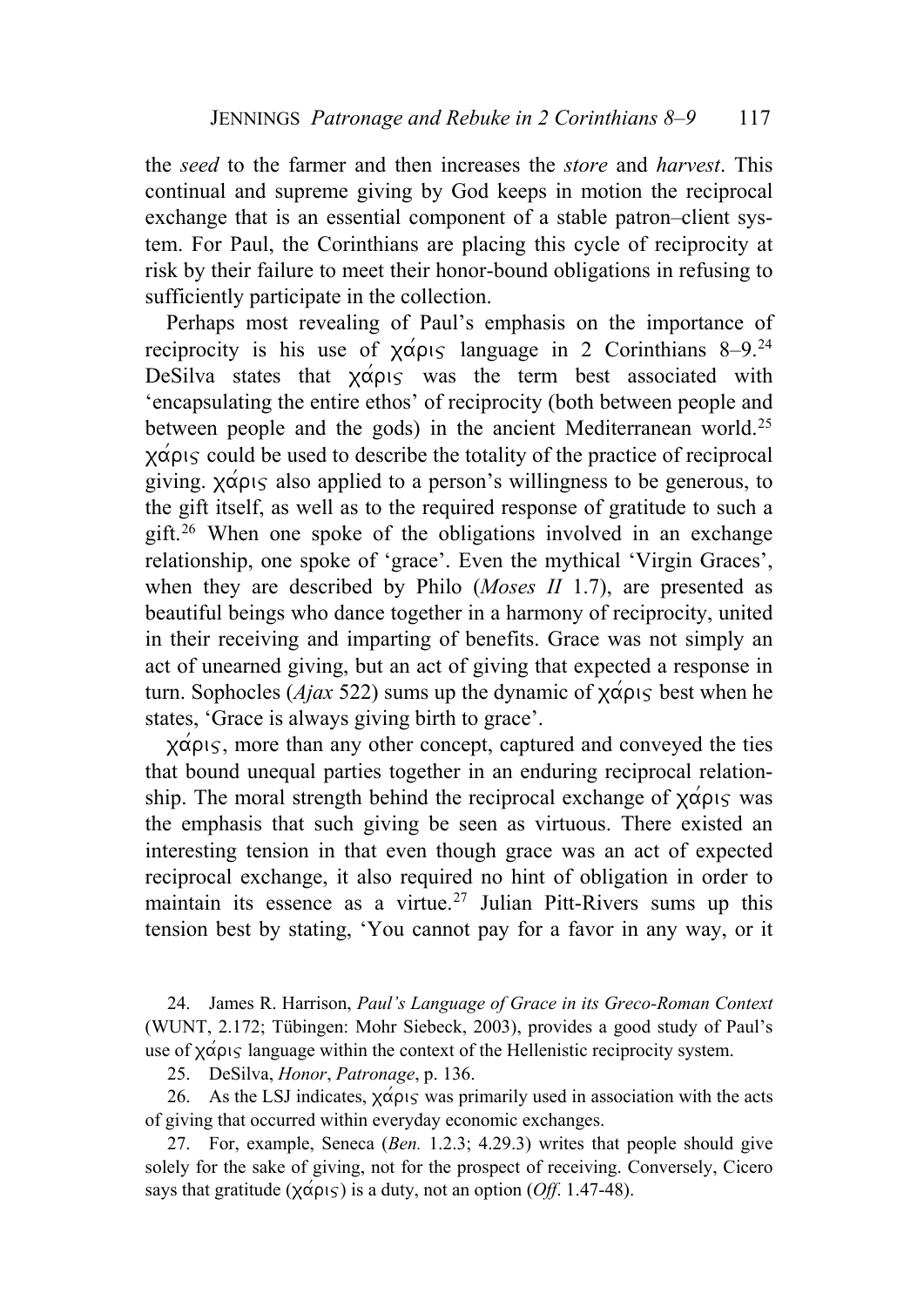the *seed* to the farmer and then increases the *store* and *harvest*. This continual and supreme giving by God keeps in motion the reciprocal exchange that is an essential component of a stable patron–client system. For Paul, the Corinthians are placing this cycle of reciprocity at risk by their failure to meet their honor-bound obligations in refusing to sufficiently participate in the collection.

Perhaps most revealing of Paul's emphasis on the importance of reciprocity is his use of χάρις language in 2 Corinthians 8–9.[24] DeSilva states that χάρις was the term best associated with 'encapsulating the entire ethos' of reciprocity (both between people and between people and the gods) in the ancient Mediterranean world.[25] χάρις could be used to describe the totality of the practice of reciprocal giving. χάρις also applied to a person's willingness to be generous, to the gift itself, as well as to the required response of gratitude to such a gift.[26] When one spoke of the obligations involved in an exchange relationship, one spoke of 'grace'. Even the mythical 'Virgin Graces', when they are described by Philo (*Moses II* 1.7), are presented as beautiful beings who dance together in a harmony of reciprocity, united in their receiving and imparting of benefits. Grace was not simply an act of unearned giving, but an act of giving that expected a response in turn. Sophocles (*Ajax* 522) sums up the dynamic of χάρις best when he states, 'Grace is always giving birth to grace'.

χάρις, more than any other concept, captured and conveyed the ties that bound unequal parties together in an enduring reciprocal relationship. The moral strength behind the reciprocal exchange of χάρις was the emphasis that such giving be seen as virtuous. There existed an interesting tension in that even though grace was an act of expected reciprocal exchange, it also required no hint of obligation in order to maintain its essence as a virtue.[27] Julian Pitt-Rivers sums up this tension best by stating, 'You cannot pay for a favor in any way, or it

24. James R. Harrison, *Paul's Language of Grace in its Greco-Roman Context* (WUNT, 2.172; Tübingen: Mohr Siebeck, 2003), provides a good study of Paul's use of χάρις language within the context of the Hellenistic reciprocity system.

25. DeSilva, *Honor*, *Patronage*, p. 136.

26. As the LSJ indicates, χάρις was primarily used in association with the acts of giving that occurred within everyday economic exchanges.

27. For, example, Seneca (*Ben.* 1.2.3; 4.29.3) writes that people should give solely for the sake of giving, not for the prospect of receiving. Conversely, Cicero says that gratitude (χάρις) is a duty, not an option (*Off*. 1.47-48).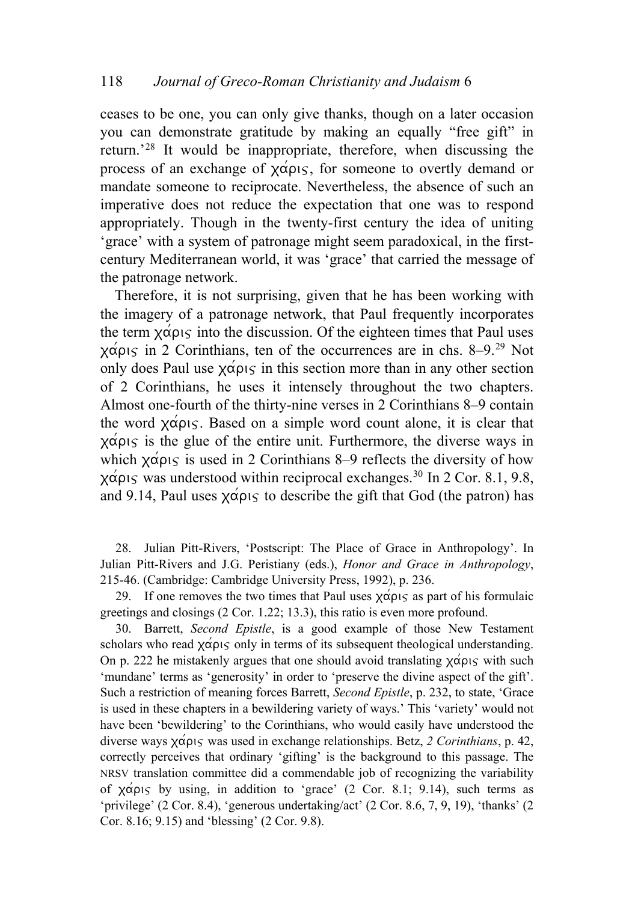ceases to be one, you can only give thanks, though on a later occasion you can demonstrate gratitude by making an equally "free gift" in return.'[28] It would be inappropriate, therefore, when discussing the process of an exchange of χάρις, for someone to overtly demand or mandate someone to reciprocate. Nevertheless, the absence of such an imperative does not reduce the expectation that one was to respond appropriately. Though in the twenty-first century the idea of uniting 'grace' with a system of patronage might seem paradoxical, in the first-century Mediterranean world, it was 'grace' that carried the message of the patronage network.

Therefore, it is not surprising, given that he has been working with the imagery of a patronage network, that Paul frequently incorporates the term χάρις into the discussion. Of the eighteen times that Paul uses χάρις in 2 Corinthians, ten of the occurrences are in chs. 8–9.[29] Not only does Paul use χάρις in this section more than in any other section of 2 Corinthians, he uses it intensely throughout the two chapters. Almost one-fourth of the thirty-nine verses in 2 Corinthians 8–9 contain the word χάρις. Based on a simple word count alone, it is clear that χάρις is the glue of the entire unit. Furthermore, the diverse ways in which χάρις is used in 2 Corinthians 8–9 reflects the diversity of how χάρις was understood within reciprocal exchanges.[30] In 2 Cor. 8.1, 9.8, and 9.14, Paul uses χάρις to describe the gift that God (the patron) has

28. Julian Pitt-Rivers, 'Postscript: The Place of Grace in Anthropology'. In Julian Pitt-Rivers and J.G. Peristiany (eds.), *Honor and Grace in Anthropology*, 215-46. (Cambridge: Cambridge University Press, 1992), p. 236.

29. If one removes the two times that Paul uses χάρις as part of his formulaic greetings and closings (2 Cor. 1.22; 13.3), this ratio is even more profound.

30. Barrett, *Second Epistle*, is a good example of those New Testament scholars who read χάρις only in terms of its subsequent theological understanding. On p. 222 he mistakenly argues that one should avoid translating χάρις with such 'mundane' terms as 'generosity' in order to 'preserve the divine aspect of the gift'. Such a restriction of meaning forces Barrett, *Second Epistle*, p. 232, to state, 'Grace is used in these chapters in a bewildering variety of ways.' This 'variety' would not have been 'bewildering' to the Corinthians, who would easily have understood the diverse ways χάρις was used in exchange relationships. Betz, *2 Corinthians*, p. 42, correctly perceives that ordinary 'gifting' is the background to this passage. The NRSV translation committee did a commendable job of recognizing the variability of χάρις by using, in addition to 'grace' (2 Cor. 8.1; 9.14), such terms as 'privilege' (2 Cor. 8.4), 'generous undertaking/act' (2 Cor. 8.6, 7, 9, 19), 'thanks' (2 Cor. 8.16; 9.15) and 'blessing' (2 Cor. 9.8).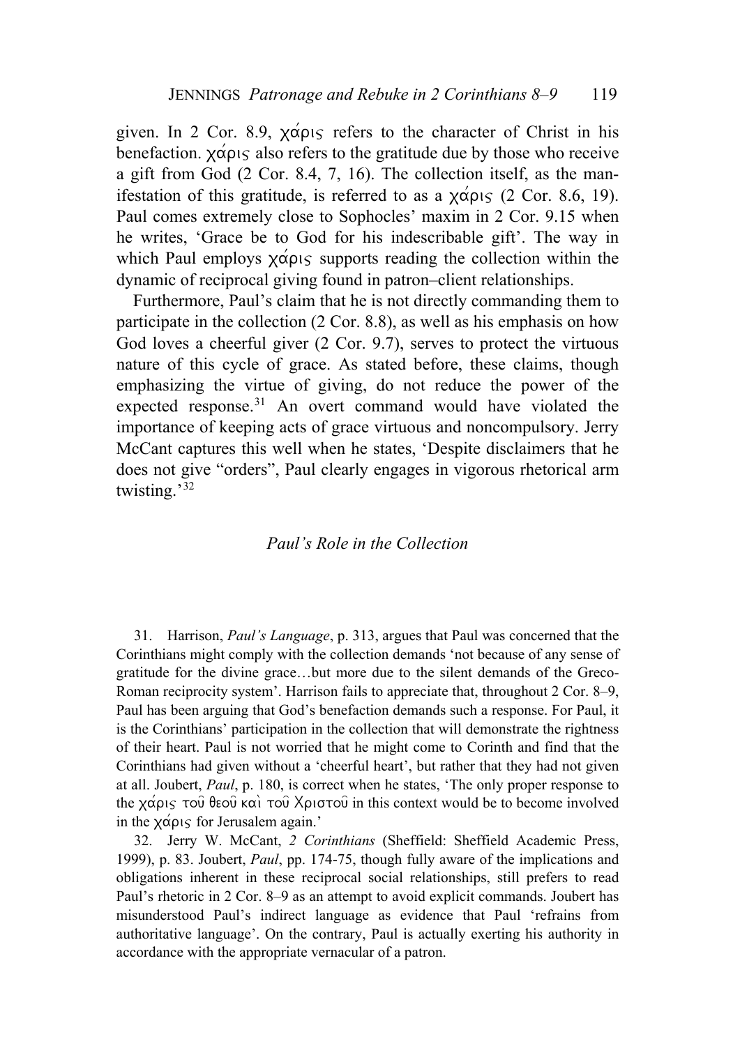given. In 2 Cor. 8.9, χάρις refers to the character of Christ in his benefaction. χάρις also refers to the gratitude due by those who receive a gift from God (2 Cor. 8.4, 7, 16). The collection itself, as the manifestation of this gratitude, is referred to as a χάρις (2 Cor. 8.6, 19). Paul comes extremely close to Sophocles' maxim in 2 Cor. 9.15 when he writes, 'Grace be to God for his indescribable gift'. The way in which Paul employs χάρις supports reading the collection within the dynamic of reciprocal giving found in patron–client relationships.

Furthermore, Paul's claim that he is not directly commanding them to participate in the collection (2 Cor. 8.8), as well as his emphasis on how God loves a cheerful giver (2 Cor. 9.7), serves to protect the virtuous nature of this cycle of grace. As stated before, these claims, though emphasizing the virtue of giving, do not reduce the power of the expected response.[31] An overt command would have violated the importance of keeping acts of grace virtuous and noncompulsory. Jerry McCant captures this well when he states, 'Despite disclaimers that he does not give "orders", Paul clearly engages in vigorous rhetorical arm twisting.'[32]

### *Paul's Role in the Collection*

31. Harrison, *Paul's Language*, p. 313, argues that Paul was concerned that the Corinthians might comply with the collection demands 'not because of any sense of gratitude for the divine grace…but more due to the silent demands of the Greco-Roman reciprocity system'. Harrison fails to appreciate that, throughout 2 Cor. 8–9, Paul has been arguing that God's benefaction demands such a response. For Paul, it is the Corinthians' participation in the collection that will demonstrate the rightness of their heart. Paul is not worried that he might come to Corinth and find that the Corinthians had given without a 'cheerful heart', but rather that they had not given at all. Joubert, *Paul*, p. 180, is correct when he states, 'The only proper response to the χάρις τοῦ θεοῦ καὶ τοῦ Χριστοῦ in this context would be to become involved in the χάρις for Jerusalem again.'

32. Jerry W. McCant, *2 Corinthians* (Sheffield: Sheffield Academic Press, 1999), p. 83. Joubert, *Paul*, pp. 174-75, though fully aware of the implications and obligations inherent in these reciprocal social relationships, still prefers to read Paul's rhetoric in 2 Cor. 8–9 as an attempt to avoid explicit commands. Joubert has misunderstood Paul's indirect language as evidence that Paul 'refrains from authoritative language'. On the contrary, Paul is actually exerting his authority in accordance with the appropriate vernacular of a patron.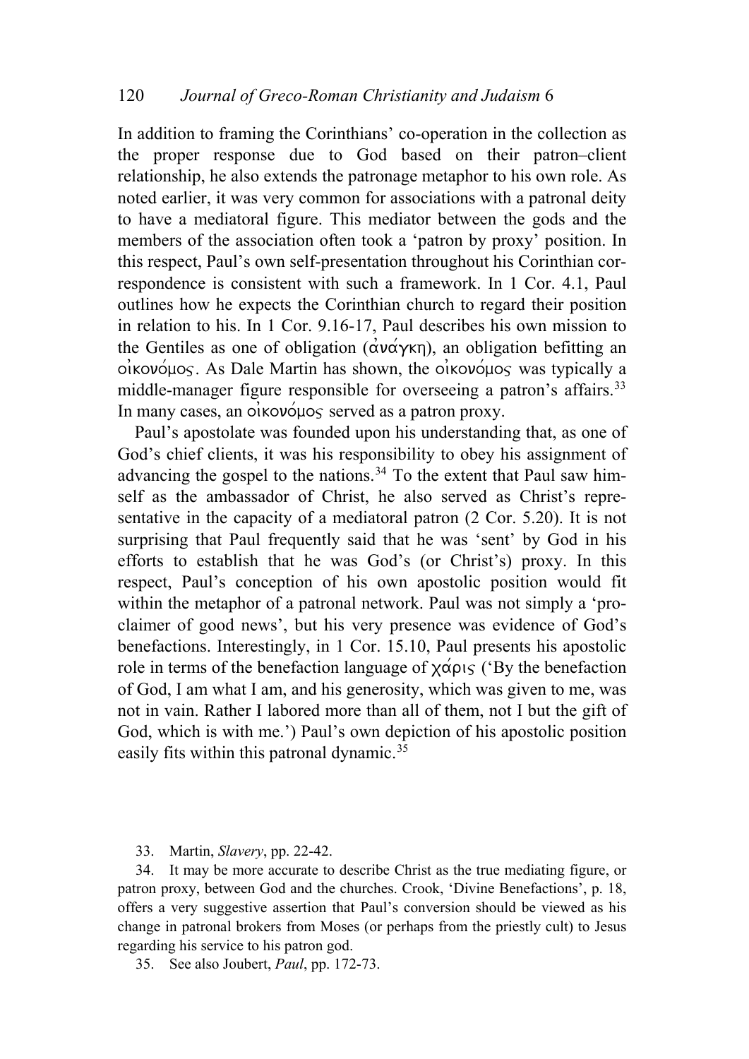In addition to framing the Corinthians' co-operation in the collection as the proper response due to God based on their patron–client relationship, he also extends the patronage metaphor to his own role. As noted earlier, it was very common for associations with a patronal deity to have a mediatoral figure. This mediator between the gods and the members of the association often took a 'patron by proxy' position. In this respect, Paul's own self-presentation throughout his Corinthian correspondence is consistent with such a framework. In 1 Cor. 4.1, Paul outlines how he expects the Corinthian church to regard their position in relation to his. In 1 Cor. 9.16-17, Paul describes his own mission to the Gentiles as one of obligation (ἀνάγκη), an obligation befitting an οἰκονόμος. As Dale Martin has shown, the οἰκονόμος was typically a middle-manager figure responsible for overseeing a patron's affairs.[33] In many cases, an οἰκονόμος served as a patron proxy.

Paul's apostolate was founded upon his understanding that, as one of God's chief clients, it was his responsibility to obey his assignment of advancing the gospel to the nations.[34] To the extent that Paul saw himself as the ambassador of Christ, he also served as Christ's representative in the capacity of a mediatoral patron (2 Cor. 5.20). It is not surprising that Paul frequently said that he was 'sent' by God in his efforts to establish that he was God's (or Christ's) proxy. In this respect, Paul's conception of his own apostolic position would fit within the metaphor of a patronal network. Paul was not simply a 'proclaimer of good news', but his very presence was evidence of God's benefactions. Interestingly, in 1 Cor. 15.10, Paul presents his apostolic role in terms of the benefaction language of χάρις ('By the benefaction of God, I am what I am, and his generosity, which was given to me, was not in vain. Rather I labored more than all of them, not I but the gift of God, which is with me.') Paul's own depiction of his apostolic position easily fits within this patronal dynamic.[35]

33. Martin, *Slavery*, pp. 22-42.

34. It may be more accurate to describe Christ as the true mediating figure, or patron proxy, between God and the churches. Crook, 'Divine Benefactions', p. 18, offers a very suggestive assertion that Paul's conversion should be viewed as his change in patronal brokers from Moses (or perhaps from the priestly cult) to Jesus regarding his service to his patron god.

35. See also Joubert, *Paul*, pp. 172-73.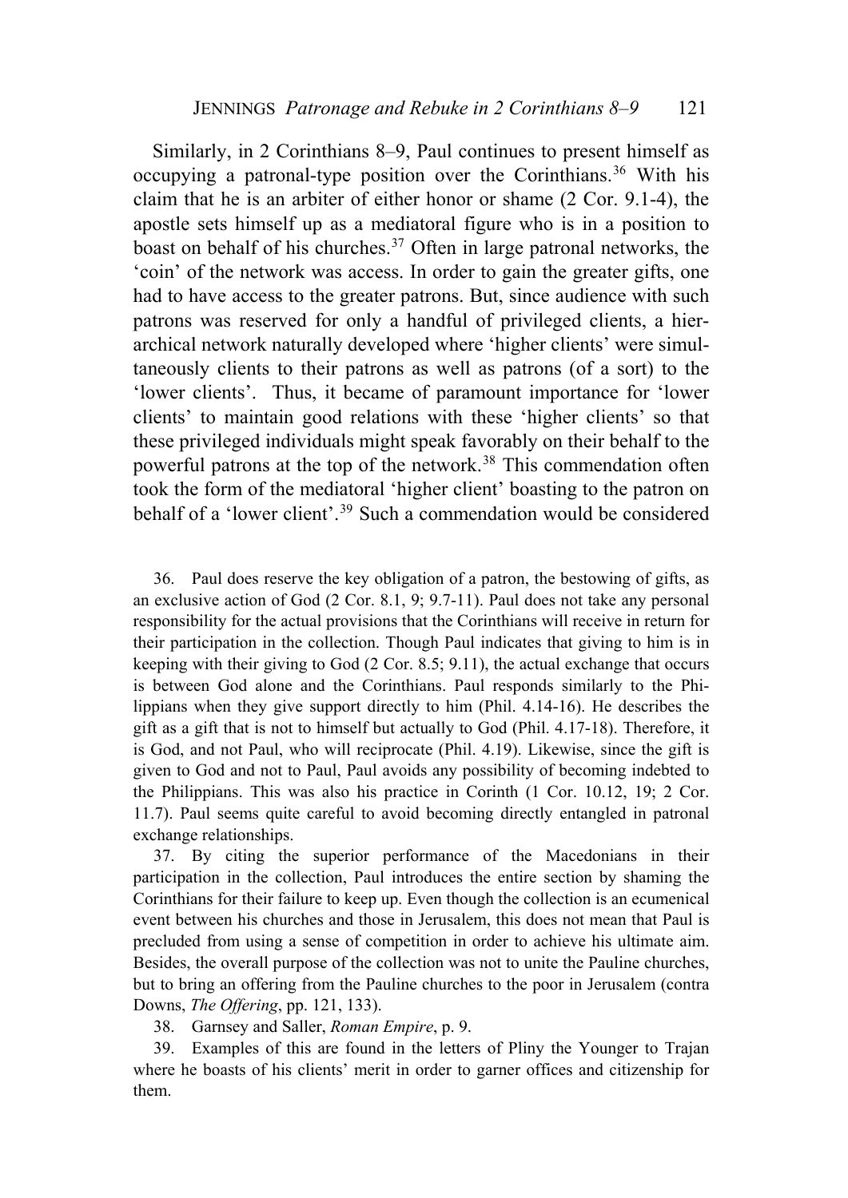Similarly, in 2 Corinthians 8–9, Paul continues to present himself as occupying a patronal-type position over the Corinthians.[36] With his claim that he is an arbiter of either honor or shame (2 Cor. 9.1-4), the apostle sets himself up as a mediatoral figure who is in a position to boast on behalf of his churches.[37] Often in large patronal networks, the 'coin' of the network was access. In order to gain the greater gifts, one had to have access to the greater patrons. But, since audience with such patrons was reserved for only a handful of privileged clients, a hierarchical network naturally developed where 'higher clients' were simultaneously clients to their patrons as well as patrons (of a sort) to the 'lower clients'. Thus, it became of paramount importance for 'lower clients' to maintain good relations with these 'higher clients' so that these privileged individuals might speak favorably on their behalf to the powerful patrons at the top of the network.[38] This commendation often took the form of the mediatoral 'higher client' boasting to the patron on behalf of a 'lower client'.[39] Such a commendation would be considered

36. Paul does reserve the key obligation of a patron, the bestowing of gifts, as an exclusive action of God (2 Cor. 8.1, 9; 9.7-11). Paul does not take any personal responsibility for the actual provisions that the Corinthians will receive in return for their participation in the collection. Though Paul indicates that giving to him is in keeping with their giving to God (2 Cor. 8.5; 9.11), the actual exchange that occurs is between God alone and the Corinthians. Paul responds similarly to the Philippians when they give support directly to him (Phil. 4.14-16). He describes the gift as a gift that is not to himself but actually to God (Phil. 4.17-18). Therefore, it is God, and not Paul, who will reciprocate (Phil. 4.19). Likewise, since the gift is given to God and not to Paul, Paul avoids any possibility of becoming indebted to the Philippians. This was also his practice in Corinth (1 Cor. 10.12, 19; 2 Cor. 11.7). Paul seems quite careful to avoid becoming directly entangled in patronal exchange relationships.

37. By citing the superior performance of the Macedonians in their participation in the collection, Paul introduces the entire section by shaming the Corinthians for their failure to keep up. Even though the collection is an ecumenical event between his churches and those in Jerusalem, this does not mean that Paul is precluded from using a sense of competition in order to achieve his ultimate aim. Besides, the overall purpose of the collection was not to unite the Pauline churches, but to bring an offering from the Pauline churches to the poor in Jerusalem (contra Downs, *The Offering*, pp. 121, 133).

38. Garnsey and Saller, *Roman Empire*, p. 9.

39. Examples of this are found in the letters of Pliny the Younger to Trajan where he boasts of his clients' merit in order to garner offices and citizenship for them.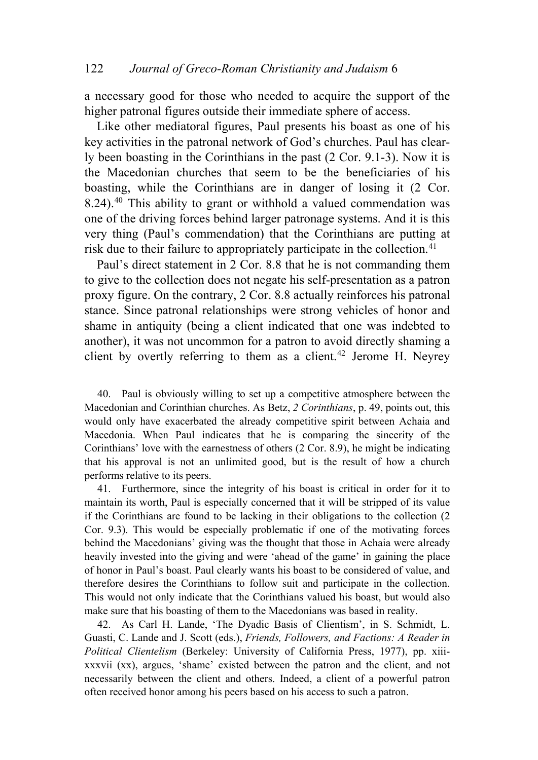a necessary good for those who needed to acquire the support of the higher patronal figures outside their immediate sphere of access.

Like other mediatoral figures, Paul presents his boast as one of his key activities in the patronal network of God's churches. Paul has clearly been boasting in the Corinthians in the past (2 Cor. 9.1-3). Now it is the Macedonian churches that seem to be the beneficiaries of his boasting, while the Corinthians are in danger of losing it (2 Cor. 8.24).[40] This ability to grant or withhold a valued commendation was one of the driving forces behind larger patronage systems. And it is this very thing (Paul's commendation) that the Corinthians are putting at risk due to their failure to appropriately participate in the collection.[41]

Paul's direct statement in 2 Cor. 8.8 that he is not commanding them to give to the collection does not negate his self-presentation as a patron proxy figure. On the contrary, 2 Cor. 8.8 actually reinforces his patronal stance. Since patronal relationships were strong vehicles of honor and shame in antiquity (being a client indicated that one was indebted to another), it was not uncommon for a patron to avoid directly shaming a client by overtly referring to them as a client.[42] Jerome H. Neyrey

40. Paul is obviously willing to set up a competitive atmosphere between the Macedonian and Corinthian churches. As Betz, *2 Corinthians*, p. 49, points out, this would only have exacerbated the already competitive spirit between Achaia and Macedonia. When Paul indicates that he is comparing the sincerity of the Corinthians' love with the earnestness of others (2 Cor. 8.9), he might be indicating that his approval is not an unlimited good, but is the result of how a church performs relative to its peers.

41. Furthermore, since the integrity of his boast is critical in order for it to maintain its worth, Paul is especially concerned that it will be stripped of its value if the Corinthians are found to be lacking in their obligations to the collection (2 Cor. 9.3). This would be especially problematic if one of the motivating forces behind the Macedonians' giving was the thought that those in Achaia were already heavily invested into the giving and were 'ahead of the game' in gaining the place of honor in Paul's boast. Paul clearly wants his boast to be considered of value, and therefore desires the Corinthians to follow suit and participate in the collection. This would not only indicate that the Corinthians valued his boast, but would also make sure that his boasting of them to the Macedonians was based in reality.

42. As Carl H. Lande, 'The Dyadic Basis of Clientism', in S. Schmidt, L. Guasti, C. Lande and J. Scott (eds.), *Friends, Followers, and Factions: A Reader in Political Clientelism* (Berkeley: University of California Press, 1977), pp. xiii-xxxvii (xx), argues, 'shame' existed between the patron and the client, and not necessarily between the client and others. Indeed, a client of a powerful patron often received honor among his peers based on his access to such a patron.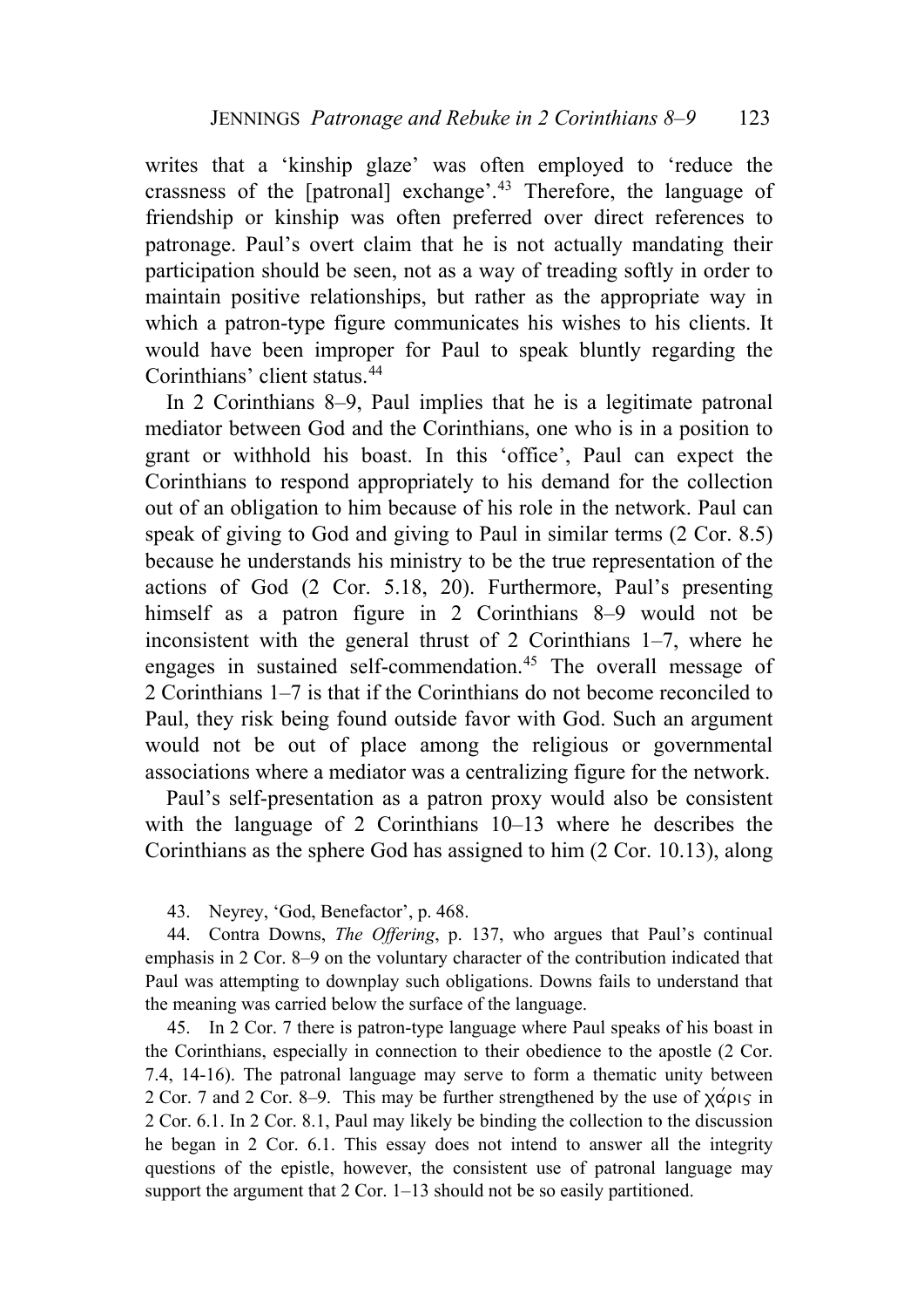writes that a 'kinship glaze' was often employed to 'reduce the crassness of the [patronal] exchange'.[43] Therefore, the language of friendship or kinship was often preferred over direct references to patronage. Paul's overt claim that he is not actually mandating their participation should be seen, not as a way of treading softly in order to maintain positive relationships, but rather as the appropriate way in which a patron-type figure communicates his wishes to his clients. It would have been improper for Paul to speak bluntly regarding the Corinthians' client status.[44]

In 2 Corinthians 8–9, Paul implies that he is a legitimate patronal mediator between God and the Corinthians, one who is in a position to grant or withhold his boast. In this 'office', Paul can expect the Corinthians to respond appropriately to his demand for the collection out of an obligation to him because of his role in the network. Paul can speak of giving to God and giving to Paul in similar terms (2 Cor. 8.5) because he understands his ministry to be the true representation of the actions of God (2 Cor. 5.18, 20). Furthermore, Paul's presenting himself as a patron figure in 2 Corinthians 8–9 would not be inconsistent with the general thrust of 2 Corinthians 1–7, where he engages in sustained self-commendation.[45] The overall message of 2 Corinthians 1–7 is that if the Corinthians do not become reconciled to Paul, they risk being found outside favor with God. Such an argument would not be out of place among the religious or governmental associations where a mediator was a centralizing figure for the network.

Paul's self-presentation as a patron proxy would also be consistent with the language of 2 Corinthians 10–13 where he describes the Corinthians as the sphere God has assigned to him (2 Cor. 10.13), along

43. Neyrey, 'God, Benefactor', p. 468.

44. Contra Downs, *The Offering*, p. 137, who argues that Paul's continual emphasis in 2 Cor. 8–9 on the voluntary character of the contribution indicated that Paul was attempting to downplay such obligations. Downs fails to understand that the meaning was carried below the surface of the language.

45. In 2 Cor. 7 there is patron-type language where Paul speaks of his boast in the Corinthians, especially in connection to their obedience to the apostle (2 Cor. 7.4, 14-16). The patronal language may serve to form a thematic unity between 2 Cor. 7 and 2 Cor. 8–9. This may be further strengthened by the use of χάρις in 2 Cor. 6.1. In 2 Cor. 8.1, Paul may likely be binding the collection to the discussion he began in 2 Cor. 6.1. This essay does not intend to answer all the integrity questions of the epistle, however, the consistent use of patronal language may support the argument that 2 Cor. 1–13 should not be so easily partitioned.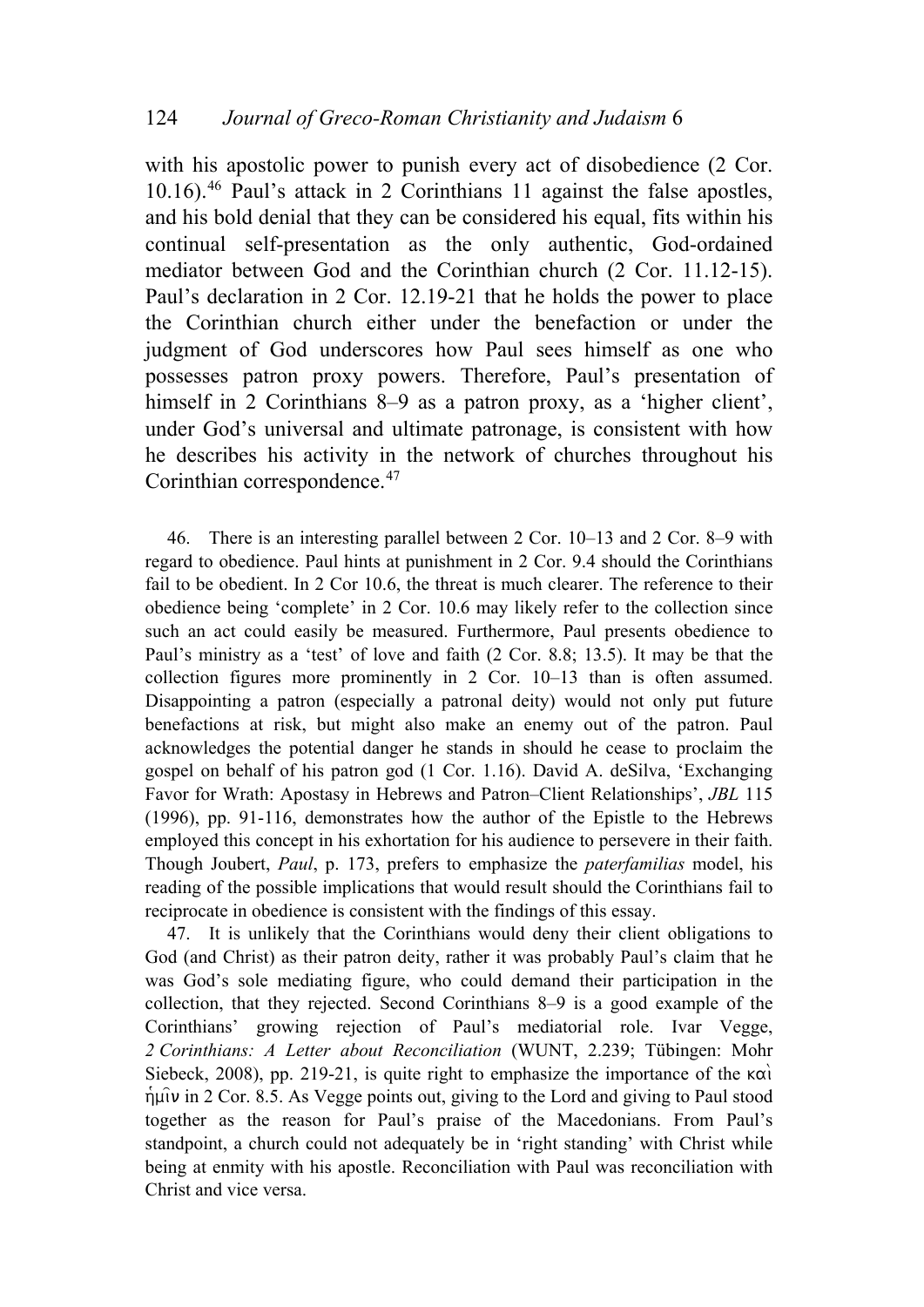with his apostolic power to punish every act of disobedience (2 Cor. 10.16).[46] Paul's attack in 2 Corinthians 11 against the false apostles, and his bold denial that they can be considered his equal, fits within his continual self-presentation as the only authentic, God-ordained mediator between God and the Corinthian church (2 Cor. 11.12-15). Paul's declaration in 2 Cor. 12.19-21 that he holds the power to place the Corinthian church either under the benefaction or under the judgment of God underscores how Paul sees himself as one who possesses patron proxy powers. Therefore, Paul's presentation of himself in 2 Corinthians 8–9 as a patron proxy, as a 'higher client', under God's universal and ultimate patronage, is consistent with how he describes his activity in the network of churches throughout his Corinthian correspondence.[47]

46. There is an interesting parallel between 2 Cor. 10–13 and 2 Cor. 8–9 with regard to obedience. Paul hints at punishment in 2 Cor. 9.4 should the Corinthians fail to be obedient. In 2 Cor 10.6, the threat is much clearer. The reference to their obedience being 'complete' in 2 Cor. 10.6 may likely refer to the collection since such an act could easily be measured. Furthermore, Paul presents obedience to Paul's ministry as a 'test' of love and faith (2 Cor. 8.8; 13.5). It may be that the collection figures more prominently in 2 Cor. 10–13 than is often assumed. Disappointing a patron (especially a patronal deity) would not only put future benefactions at risk, but might also make an enemy out of the patron. Paul acknowledges the potential danger he stands in should he cease to proclaim the gospel on behalf of his patron god (1 Cor. 1.16). David A. deSilva, 'Exchanging Favor for Wrath: Apostasy in Hebrews and Patron–Client Relationships', *JBL* 115 (1996), pp. 91-116, demonstrates how the author of the Epistle to the Hebrews employed this concept in his exhortation for his audience to persevere in their faith. Though Joubert, *Paul*, p. 173, prefers to emphasize the *paterfamilias* model, his reading of the possible implications that would result should the Corinthians fail to reciprocate in obedience is consistent with the findings of this essay.

47. It is unlikely that the Corinthians would deny their client obligations to God (and Christ) as their patron deity, rather it was probably Paul's claim that he was God's sole mediating figure, who could demand their participation in the collection, that they rejected. Second Corinthians 8–9 is a good example of the Corinthians' growing rejection of Paul's mediatorial role. Ivar Vegge, *2 Corinthians: A Letter about Reconciliation* (WUNT, 2.239; Tübingen: Mohr Siebeck, 2008), pp. 219-21, is quite right to emphasize the importance of the καὶ ἡμῖν in 2 Cor. 8.5. As Vegge points out, giving to the Lord and giving to Paul stood together as the reason for Paul's praise of the Macedonians. From Paul's standpoint, a church could not adequately be in 'right standing' with Christ while being at enmity with his apostle. Reconciliation with Paul was reconciliation with Christ and vice versa.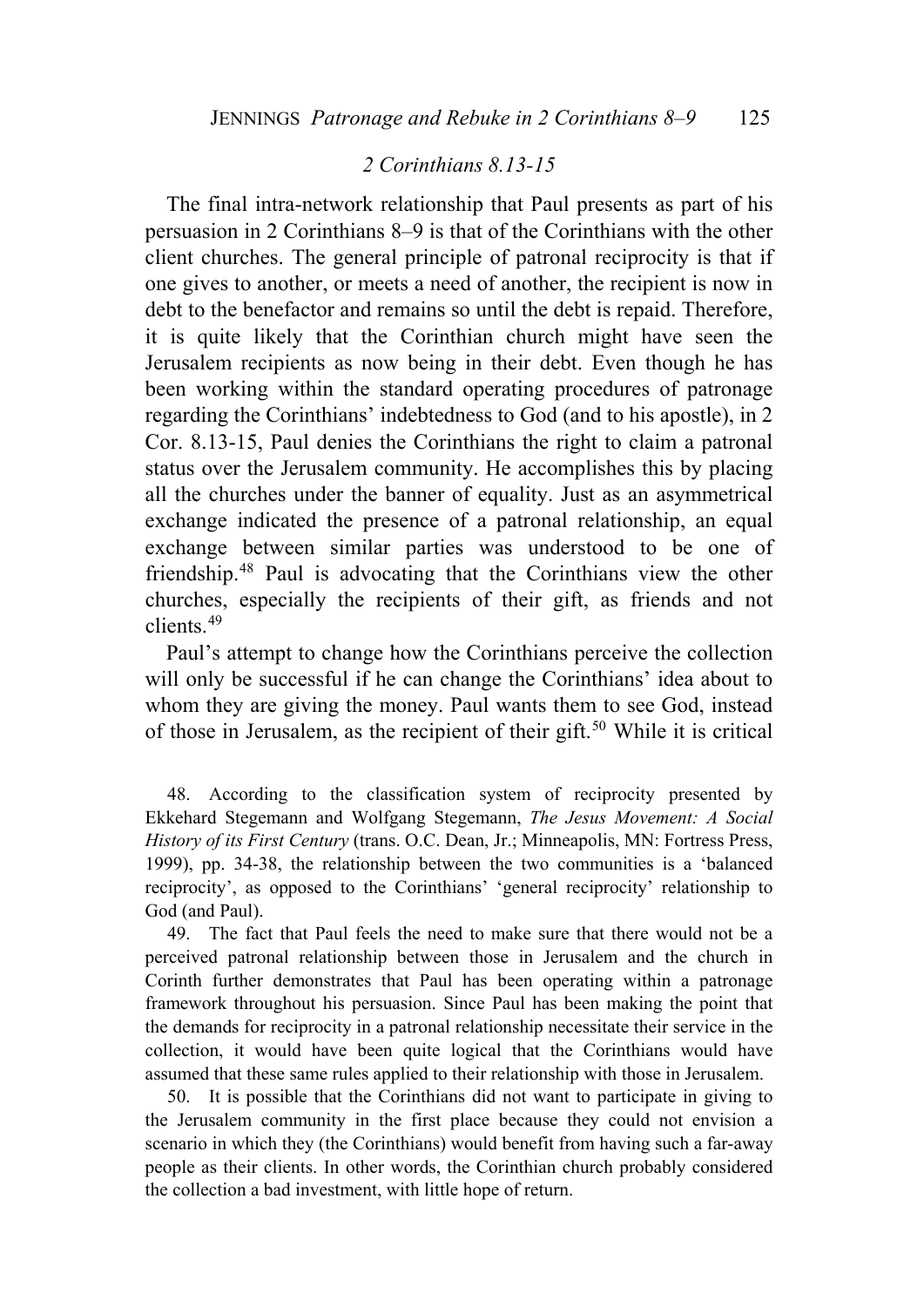### *2 Corinthians 8.13-15*

The final intra-network relationship that Paul presents as part of his persuasion in 2 Corinthians 8–9 is that of the Corinthians with the other client churches. The general principle of patronal reciprocity is that if one gives to another, or meets a need of another, the recipient is now in debt to the benefactor and remains so until the debt is repaid. Therefore, it is quite likely that the Corinthian church might have seen the Jerusalem recipients as now being in their debt. Even though he has been working within the standard operating procedures of patronage regarding the Corinthians' indebtedness to God (and to his apostle), in 2 Cor. 8.13-15, Paul denies the Corinthians the right to claim a patronal status over the Jerusalem community. He accomplishes this by placing all the churches under the banner of equality. Just as an asymmetrical exchange indicated the presence of a patronal relationship, an equal exchange between similar parties was understood to be one of friendship.[48] Paul is advocating that the Corinthians view the other churches, especially the recipients of their gift, as friends and not clients.[49]

Paul's attempt to change how the Corinthians perceive the collection will only be successful if he can change the Corinthians' idea about to whom they are giving the money. Paul wants them to see God, instead of those in Jerusalem, as the recipient of their gift.[50] While it is critical

48. According to the classification system of reciprocity presented by Ekkehard Stegemann and Wolfgang Stegemann, *The Jesus Movement: A Social History of its First Century* (trans. O.C. Dean, Jr.; Minneapolis, MN: Fortress Press, 1999), pp. 34-38, the relationship between the two communities is a 'balanced reciprocity', as opposed to the Corinthians' 'general reciprocity' relationship to God (and Paul).

49. The fact that Paul feels the need to make sure that there would not be a perceived patronal relationship between those in Jerusalem and the church in Corinth further demonstrates that Paul has been operating within a patronage framework throughout his persuasion. Since Paul has been making the point that the demands for reciprocity in a patronal relationship necessitate their service in the collection, it would have been quite logical that the Corinthians would have assumed that these same rules applied to their relationship with those in Jerusalem.

50. It is possible that the Corinthians did not want to participate in giving to the Jerusalem community in the first place because they could not envision a scenario in which they (the Corinthians) would benefit from having such a far-away people as their clients. In other words, the Corinthian church probably considered the collection a bad investment, with little hope of return.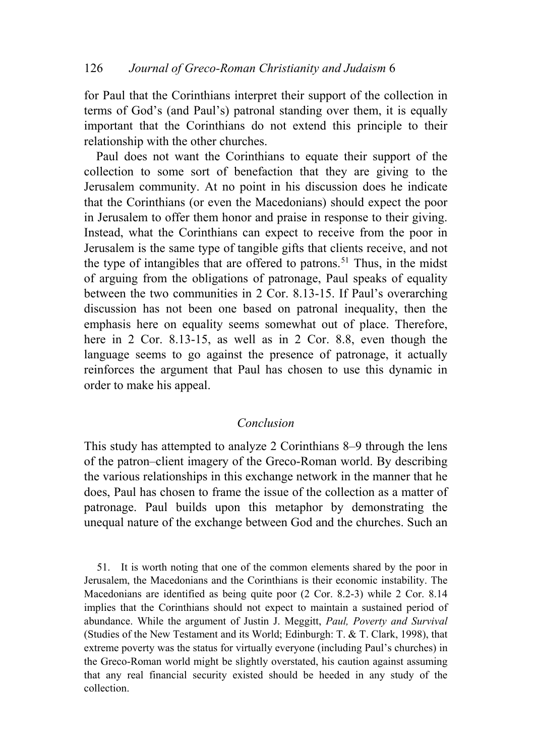for Paul that the Corinthians interpret their support of the collection in terms of God's (and Paul's) patronal standing over them, it is equally important that the Corinthians do not extend this principle to their relationship with the other churches.

Paul does not want the Corinthians to equate their support of the collection to some sort of benefaction that they are giving to the Jerusalem community. At no point in his discussion does he indicate that the Corinthians (or even the Macedonians) should expect the poor in Jerusalem to offer them honor and praise in response to their giving. Instead, what the Corinthians can expect to receive from the poor in Jerusalem is the same type of tangible gifts that clients receive, and not the type of intangibles that are offered to patrons.[51] Thus, in the midst of arguing from the obligations of patronage, Paul speaks of equality between the two communities in 2 Cor. 8.13-15. If Paul's overarching discussion has not been one based on patronal inequality, then the emphasis here on equality seems somewhat out of place. Therefore, here in 2 Cor. 8.13-15, as well as in 2 Cor. 8.8, even though the language seems to go against the presence of patronage, it actually reinforces the argument that Paul has chosen to use this dynamic in order to make his appeal.

## *Conclusion*

This study has attempted to analyze 2 Corinthians 8–9 through the lens of the patron–client imagery of the Greco-Roman world. By describing the various relationships in this exchange network in the manner that he does, Paul has chosen to frame the issue of the collection as a matter of patronage. Paul builds upon this metaphor by demonstrating the unequal nature of the exchange between God and the churches. Such an

51. It is worth noting that one of the common elements shared by the poor in Jerusalem, the Macedonians and the Corinthians is their economic instability. The Macedonians are identified as being quite poor (2 Cor. 8.2-3) while 2 Cor. 8.14 implies that the Corinthians should not expect to maintain a sustained period of abundance. While the argument of Justin J. Meggitt, *Paul, Poverty and Survival* (Studies of the New Testament and its World; Edinburgh: T. & T. Clark, 1998), that extreme poverty was the status for virtually everyone (including Paul's churches) in the Greco-Roman world might be slightly overstated, his caution against assuming that any real financial security existed should be heeded in any study of the collection.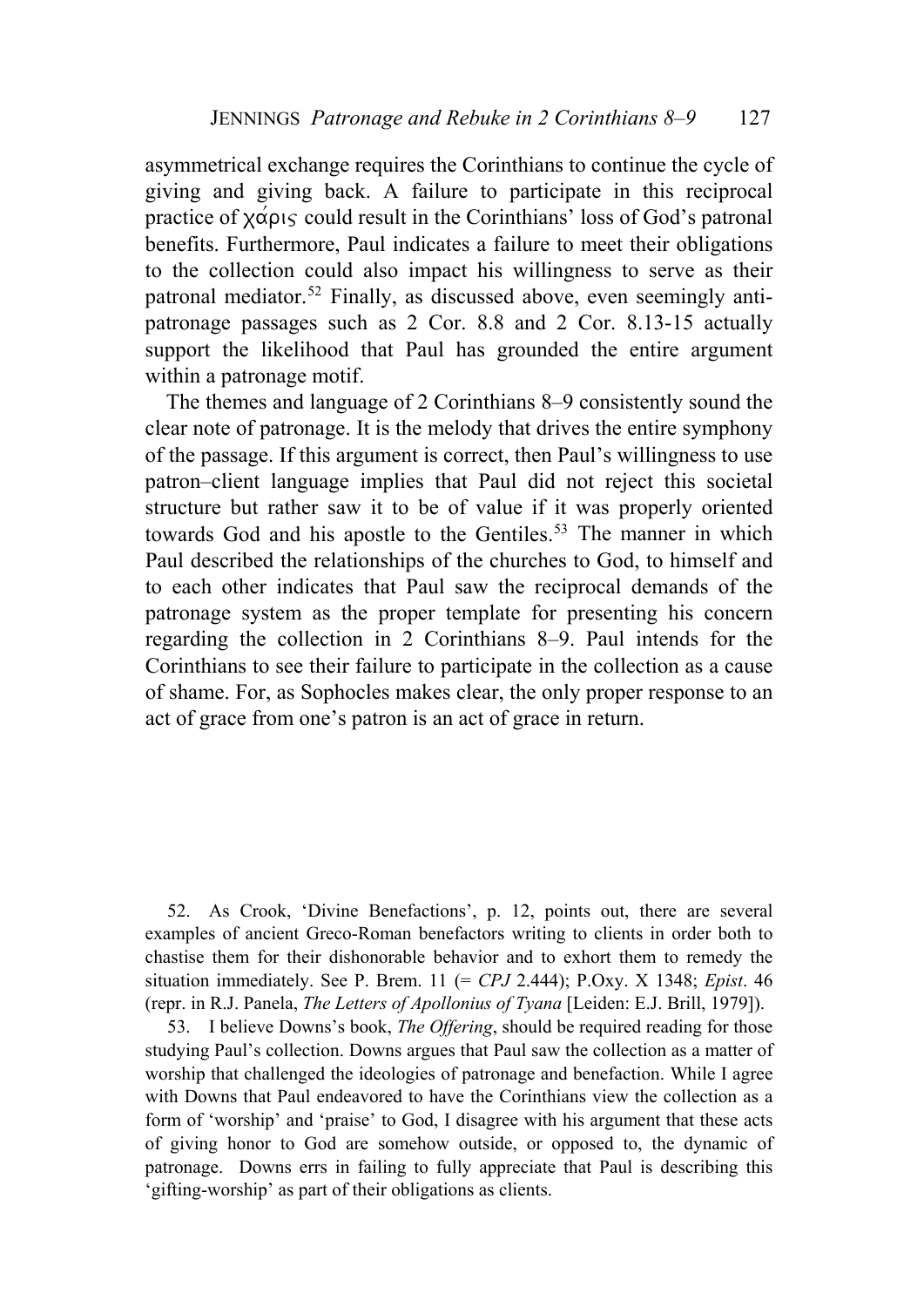asymmetrical exchange requires the Corinthians to continue the cycle of giving and giving back. A failure to participate in this reciprocal practice of χάρις could result in the Corinthians' loss of God's patronal benefits. Furthermore, Paul indicates a failure to meet their obligations to the collection could also impact his willingness to serve as their patronal mediator.[52] Finally, as discussed above, even seemingly anti-patronage passages such as 2 Cor. 8.8 and 2 Cor. 8.13-15 actually support the likelihood that Paul has grounded the entire argument within a patronage motif.

The themes and language of 2 Corinthians 8–9 consistently sound the clear note of patronage. It is the melody that drives the entire symphony of the passage. If this argument is correct, then Paul's willingness to use patron–client language implies that Paul did not reject this societal structure but rather saw it to be of value if it was properly oriented towards God and his apostle to the Gentiles.[53] The manner in which Paul described the relationships of the churches to God, to himself and to each other indicates that Paul saw the reciprocal demands of the patronage system as the proper template for presenting his concern regarding the collection in 2 Corinthians 8–9. Paul intends for the Corinthians to see their failure to participate in the collection as a cause of shame. For, as Sophocles makes clear, the only proper response to an act of grace from one's patron is an act of grace in return.

52. As Crook, 'Divine Benefactions', p. 12, points out, there are several examples of ancient Greco-Roman benefactors writing to clients in order both to chastise them for their dishonorable behavior and to exhort them to remedy the situation immediately. See P. Brem. 11 (= *CPJ* 2.444); P.Oxy. X 1348; *Epist*. 46 (repr. in R.J. Panela, *The Letters of Apollonius of Tyana* [Leiden: E.J. Brill, 1979]).

53. I believe Downs's book, *The Offering*, should be required reading for those studying Paul's collection. Downs argues that Paul saw the collection as a matter of worship that challenged the ideologies of patronage and benefaction. While I agree with Downs that Paul endeavored to have the Corinthians view the collection as a form of 'worship' and 'praise' to God, I disagree with his argument that these acts of giving honor to God are somehow outside, or opposed to, the dynamic of patronage. Downs errs in failing to fully appreciate that Paul is describing this 'gifting-worship' as part of their obligations as clients.